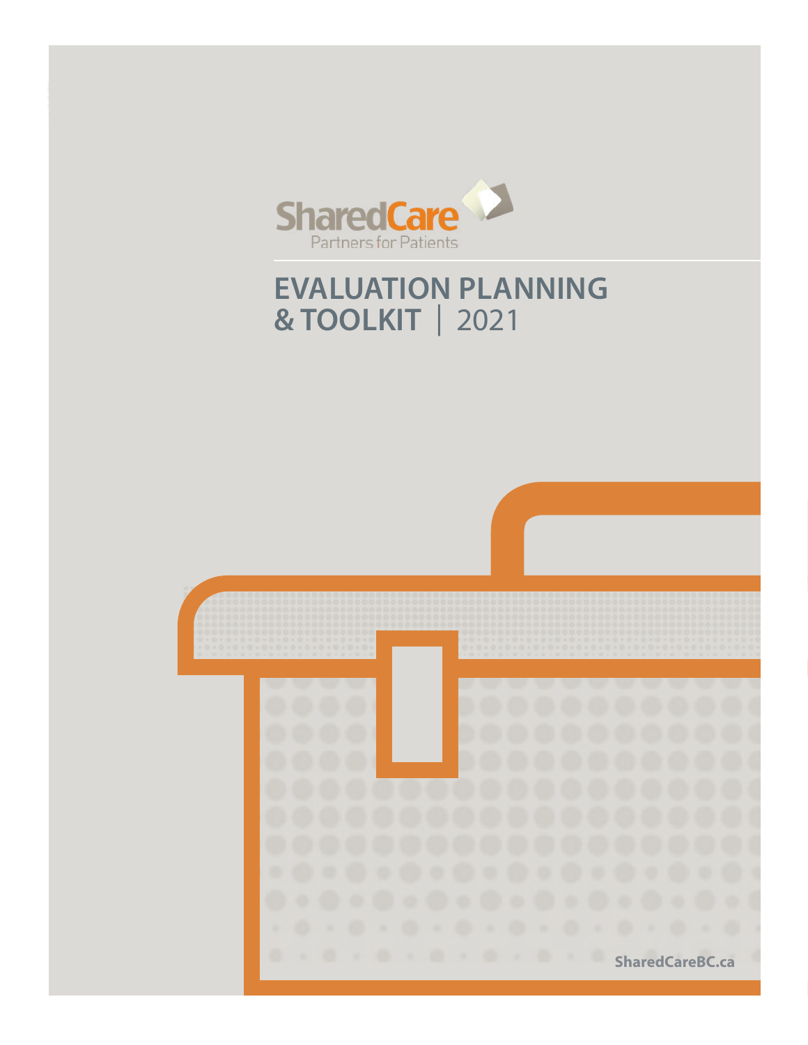SharedCare
Partners for Patients

# EVALUATION PLANNING & TOOLKIT | 2021

SharedCareBC.ca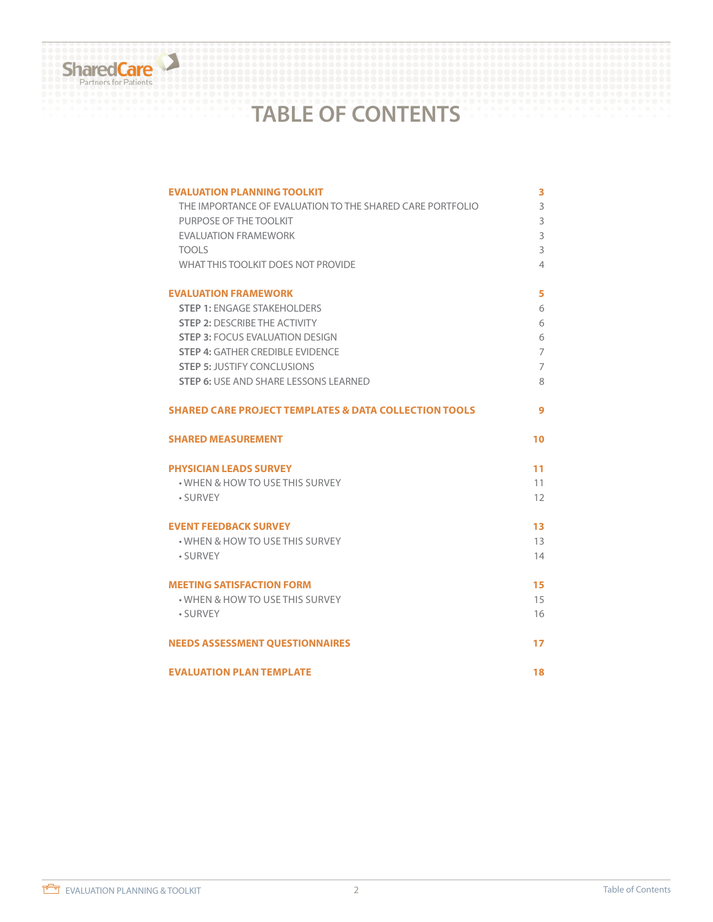# TABLE OF CONTENTS

| | |
|---|---|
| **EVALUATION PLANNING TOOLKIT** | **3** |
| THE IMPORTANCE OF EVALUATION TO THE SHARED CARE PORTFOLIO | 3 |
| PURPOSE OF THE TOOLKIT | 3 |
| EVALUATION FRAMEWORK | 3 |
| TOOLS | 3 |
| WHAT THIS TOOLKIT DOES NOT PROVIDE | 4 |
| **EVALUATION FRAMEWORK** | **5** |
| **STEP 1:** ENGAGE STAKEHOLDERS | 6 |
| **STEP 2:** DESCRIBE THE ACTIVITY | 6 |
| **STEP 3:** FOCUS EVALUATION DESIGN | 6 |
| **STEP 4:** GATHER CREDIBLE EVIDENCE | 7 |
| **STEP 5:** JUSTIFY CONCLUSIONS | 7 |
| **STEP 6:** USE AND SHARE LESSONS LEARNED | 8 |
| **SHARED CARE PROJECT TEMPLATES & DATA COLLECTION TOOLS** | **9** |
| **SHARED MEASUREMENT** | **10** |
| **PHYSICIAN LEADS SURVEY** | **11** |
| • WHEN & HOW TO USE THIS SURVEY | 11 |
| • SURVEY | 12 |
| **EVENT FEEDBACK SURVEY** | **13** |
| • WHEN & HOW TO USE THIS SURVEY | 13 |
| • SURVEY | 14 |
| **MEETING SATISFACTION FORM** | **15** |
| • WHEN & HOW TO USE THIS SURVEY | 15 |
| • SURVEY | 16 |
| **NEEDS ASSESSMENT QUESTIONNAIRES** | **17** |
| **EVALUATION PLAN TEMPLATE** | **18** |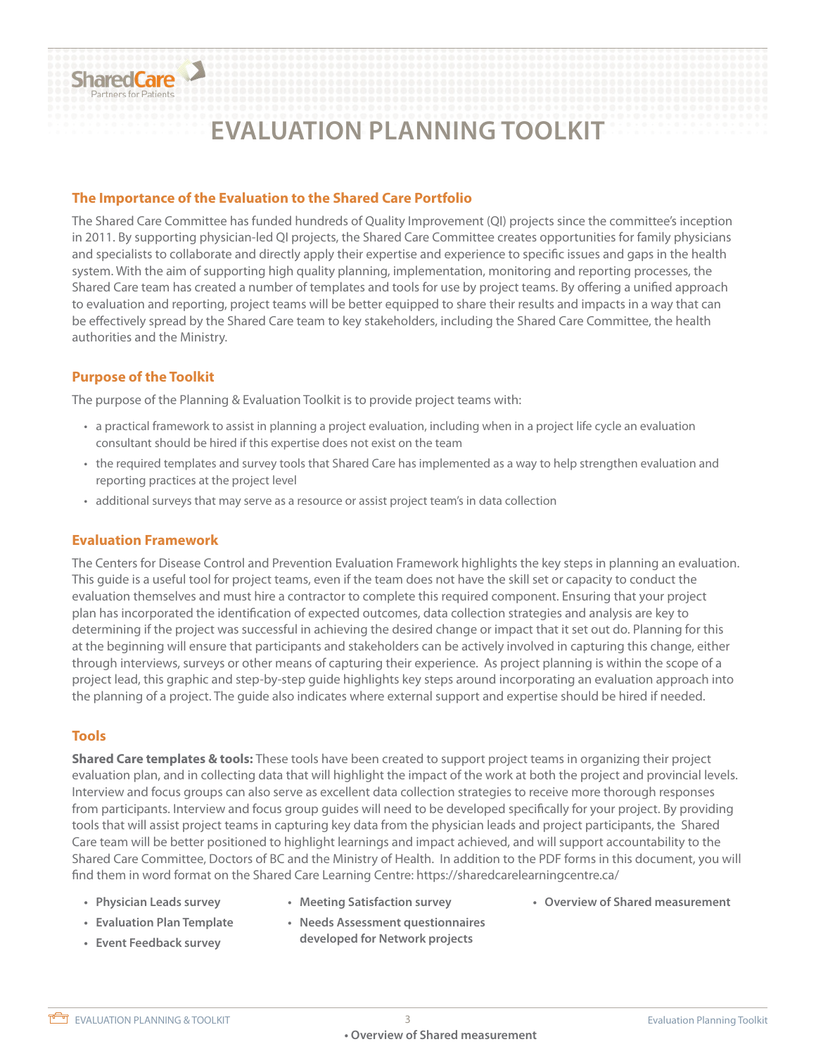# EVALUATION PLANNING TOOLKIT

## The Importance of the Evaluation to the Shared Care Portfolio

The Shared Care Committee has funded hundreds of Quality Improvement (QI) projects since the committee's inception in 2011. By supporting physician-led QI projects, the Shared Care Committee creates opportunities for family physicians and specialists to collaborate and directly apply their expertise and experience to specific issues and gaps in the health system. With the aim of supporting high quality planning, implementation, monitoring and reporting processes, the Shared Care team has created a number of templates and tools for use by project teams. By offering a unified approach to evaluation and reporting, project teams will be better equipped to share their results and impacts in a way that can be effectively spread by the Shared Care team to key stakeholders, including the Shared Care Committee, the health authorities and the Ministry.

## Purpose of the Toolkit

The purpose of the Planning & Evaluation Toolkit is to provide project teams with:

- a practical framework to assist in planning a project evaluation, including when in a project life cycle an evaluation consultant should be hired if this expertise does not exist on the team
- the required templates and survey tools that Shared Care has implemented as a way to help strengthen evaluation and reporting practices at the project level
- additional surveys that may serve as a resource or assist project team's in data collection

## Evaluation Framework

The Centers for Disease Control and Prevention Evaluation Framework highlights the key steps in planning an evaluation. This guide is a useful tool for project teams, even if the team does not have the skill set or capacity to conduct the evaluation themselves and must hire a contractor to complete this required component. Ensuring that your project plan has incorporated the identification of expected outcomes, data collection strategies and analysis are key to determining if the project was successful in achieving the desired change or impact that it set out do. Planning for this at the beginning will ensure that participants and stakeholders can be actively involved in capturing this change, either through interviews, surveys or other means of capturing their experience. As project planning is within the scope of a project lead, this graphic and step-by-step guide highlights key steps around incorporating an evaluation approach into the planning of a project. The guide also indicates where external support and expertise should be hired if needed.

## Tools

**Shared Care templates & tools:** These tools have been created to support project teams in organizing their project evaluation plan, and in collecting data that will highlight the impact of the work at both the project and provincial levels. Interview and focus groups can also serve as excellent data collection strategies to receive more thorough responses from participants. Interview and focus group guides will need to be developed specifically for your project. By providing tools that will assist project teams in capturing key data from the physician leads and project participants, the Shared Care team will be better positioned to highlight learnings and impact achieved, and will support accountability to the Shared Care Committee, Doctors of BC and the Ministry of Health. In addition to the PDF forms in this document, you will find them in word format on the Shared Care Learning Centre: https://sharedcarelearningcentre.ca/

- **Physician Leads survey**
- **Evaluation Plan Template**
- **Event Feedback survey**
- **Meeting Satisfaction survey**
- **Needs Assessment questionnaires developed for Network projects**
- **Overview of Shared measurement**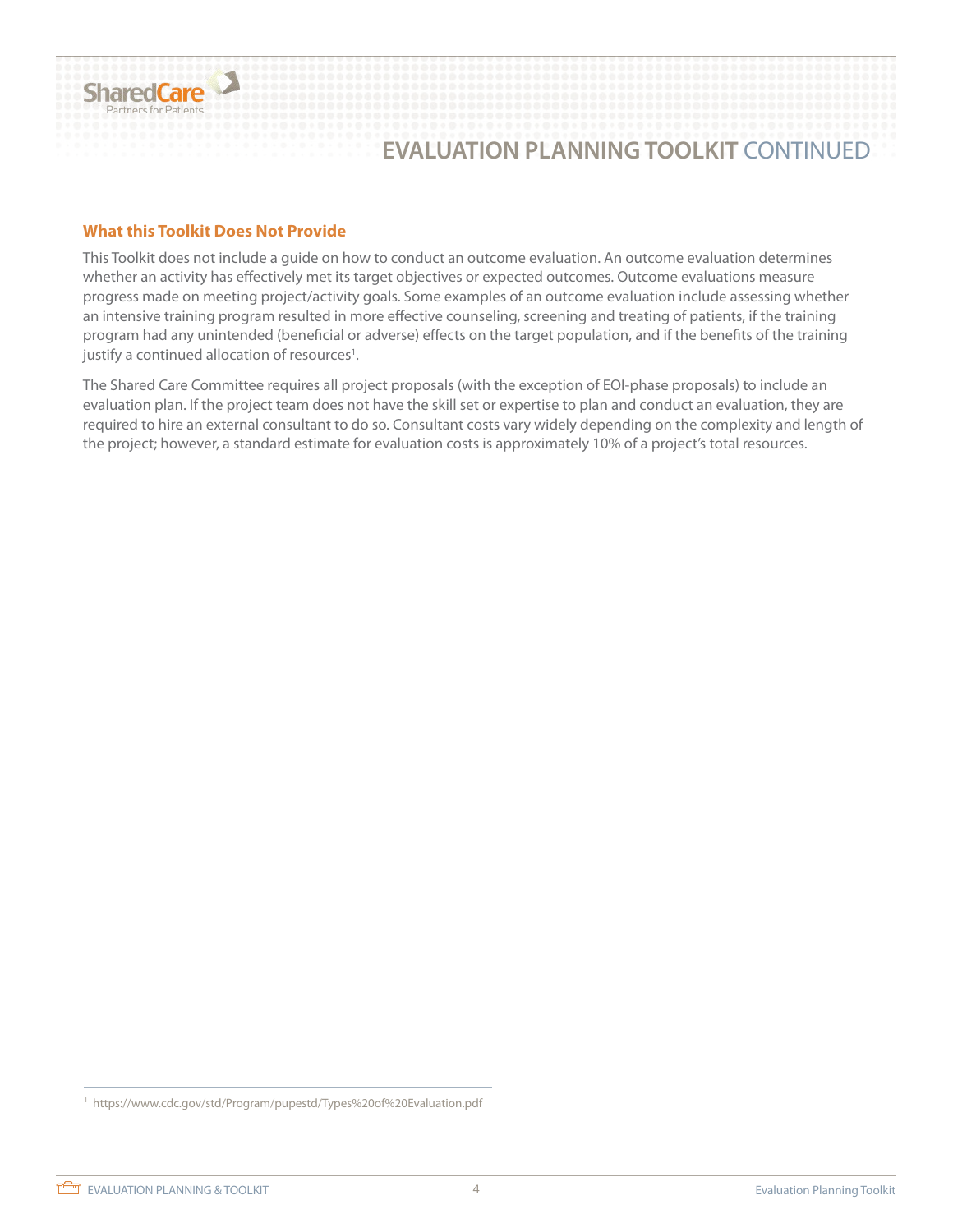## What this Toolkit Does Not Provide

This Toolkit does not include a guide on how to conduct an outcome evaluation. An outcome evaluation determines whether an activity has effectively met its target objectives or expected outcomes. Outcome evaluations measure progress made on meeting project/activity goals. Some examples of an outcome evaluation include assessing whether an intensive training program resulted in more effective counseling, screening and treating of patients, if the training program had any unintended (beneficial or adverse) effects on the target population, and if the benefits of the training justify a continued allocation of resources[1].

The Shared Care Committee requires all project proposals (with the exception of EOI-phase proposals) to include an evaluation plan. If the project team does not have the skill set or expertise to plan and conduct an evaluation, they are required to hire an external consultant to do so. Consultant costs vary widely depending on the complexity and length of the project; however, a standard estimate for evaluation costs is approximately 10% of a project's total resources.

[1] https://www.cdc.gov/std/Program/pupestd/Types%20of%20Evaluation.pdf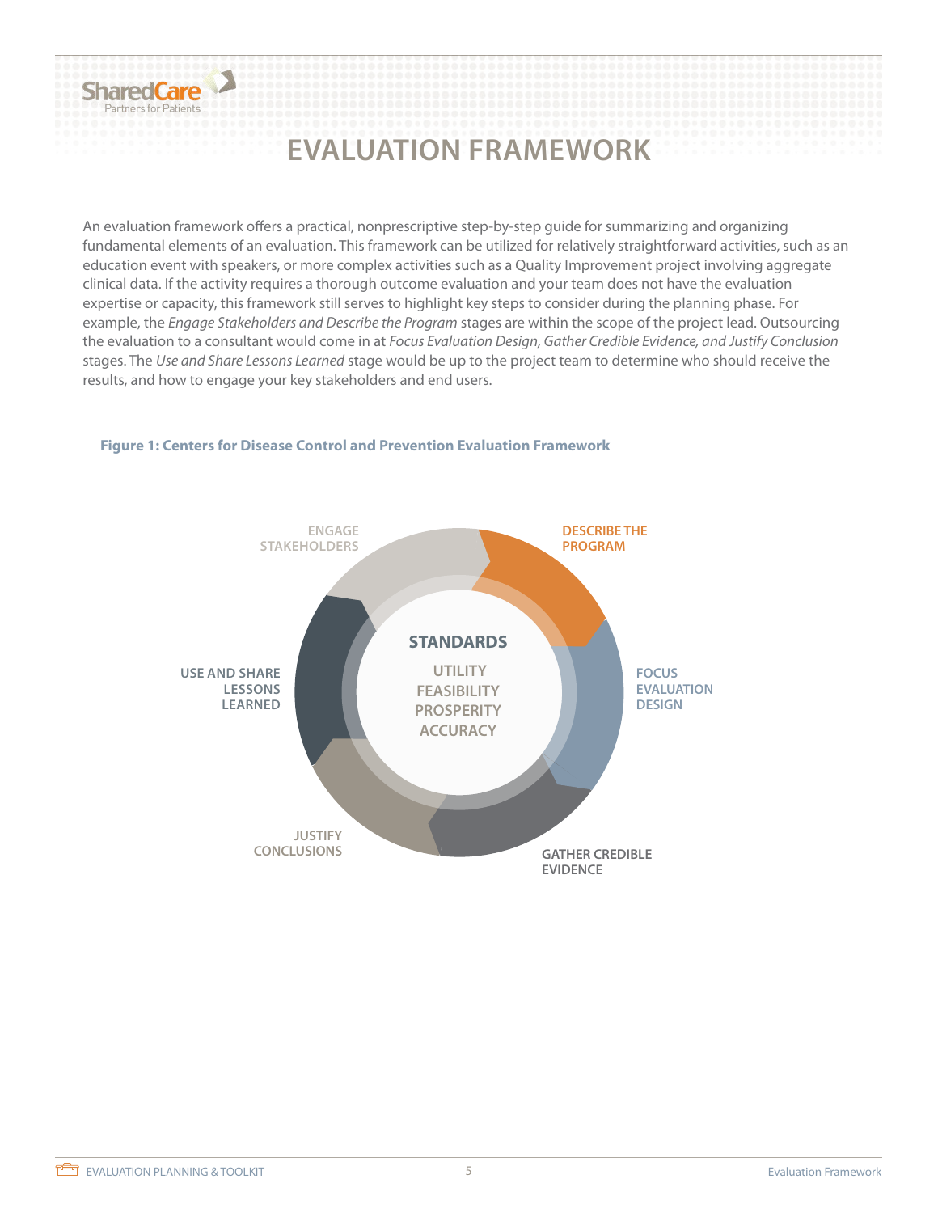# EVALUATION FRAMEWORK

An evaluation framework offers a practical, nonprescriptive step-by-step guide for summarizing and organizing fundamental elements of an evaluation. This framework can be utilized for relatively straightforward activities, such as an education event with speakers, or more complex activities such as a Quality Improvement project involving aggregate clinical data. If the activity requires a thorough outcome evaluation and your team does not have the evaluation expertise or capacity, this framework still serves to highlight key steps to consider during the planning phase. For example, the *Engage Stakeholders and Describe the Program* stages are within the scope of the project lead. Outsourcing the evaluation to a consultant would come in at *Focus Evaluation Design, Gather Credible Evidence, and Justify Conclusion* stages. The *Use and Share Lessons Learned* stage would be up to the project team to determine who should receive the results, and how to engage your key stakeholders and end users.

**Figure 1: Centers for Disease Control and Prevention Evaluation Framework**

ENGAGE STAKEHOLDERS

DESCRIBE THE PROGRAM

FOCUS EVALUATION DESIGN

GATHER CREDIBLE EVIDENCE

JUSTIFY CONCLUSIONS

USE AND SHARE LESSONS LEARNED

STANDARDS

UTILITY
FEASIBILITY
PROSPERITY
ACCURACY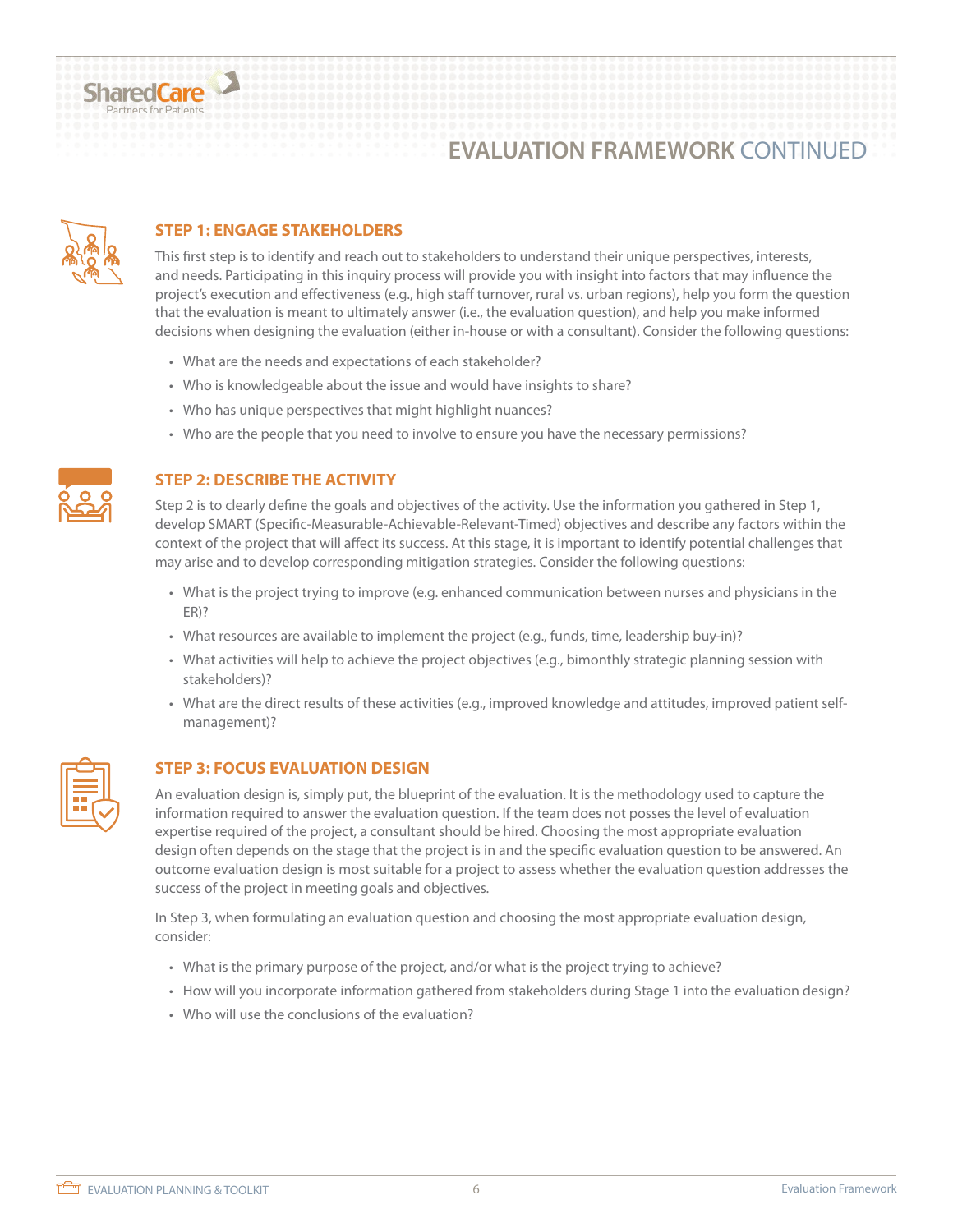# EVALUATION FRAMEWORK CONTINUED

## STEP 1: ENGAGE STAKEHOLDERS

This first step is to identify and reach out to stakeholders to understand their unique perspectives, interests, and needs. Participating in this inquiry process will provide you with insight into factors that may influence the project's execution and effectiveness (e.g., high staff turnover, rural vs. urban regions), help you form the question that the evaluation is meant to ultimately answer (i.e., the evaluation question), and help you make informed decisions when designing the evaluation (either in-house or with a consultant). Consider the following questions:

- What are the needs and expectations of each stakeholder?
- Who is knowledgeable about the issue and would have insights to share?
- Who has unique perspectives that might highlight nuances?
- Who are the people that you need to involve to ensure you have the necessary permissions?

## STEP 2: DESCRIBE THE ACTIVITY

Step 2 is to clearly define the goals and objectives of the activity. Use the information you gathered in Step 1, develop SMART (Specific-Measurable-Achievable-Relevant-Timed) objectives and describe any factors within the context of the project that will affect its success. At this stage, it is important to identify potential challenges that may arise and to develop corresponding mitigation strategies. Consider the following questions:

- What is the project trying to improve (e.g. enhanced communication between nurses and physicians in the ER)?
- What resources are available to implement the project (e.g., funds, time, leadership buy-in)?
- What activities will help to achieve the project objectives (e.g., bimonthly strategic planning session with stakeholders)?
- What are the direct results of these activities (e.g., improved knowledge and attitudes, improved patient self-management)?

## STEP 3: FOCUS EVALUATION DESIGN

An evaluation design is, simply put, the blueprint of the evaluation. It is the methodology used to capture the information required to answer the evaluation question. If the team does not posses the level of evaluation expertise required of the project, a consultant should be hired. Choosing the most appropriate evaluation design often depends on the stage that the project is in and the specific evaluation question to be answered. An outcome evaluation design is most suitable for a project to assess whether the evaluation question addresses the success of the project in meeting goals and objectives.

In Step 3, when formulating an evaluation question and choosing the most appropriate evaluation design, consider:

- What is the primary purpose of the project, and/or what is the project trying to achieve?
- How will you incorporate information gathered from stakeholders during Stage 1 into the evaluation design?
- Who will use the conclusions of the evaluation?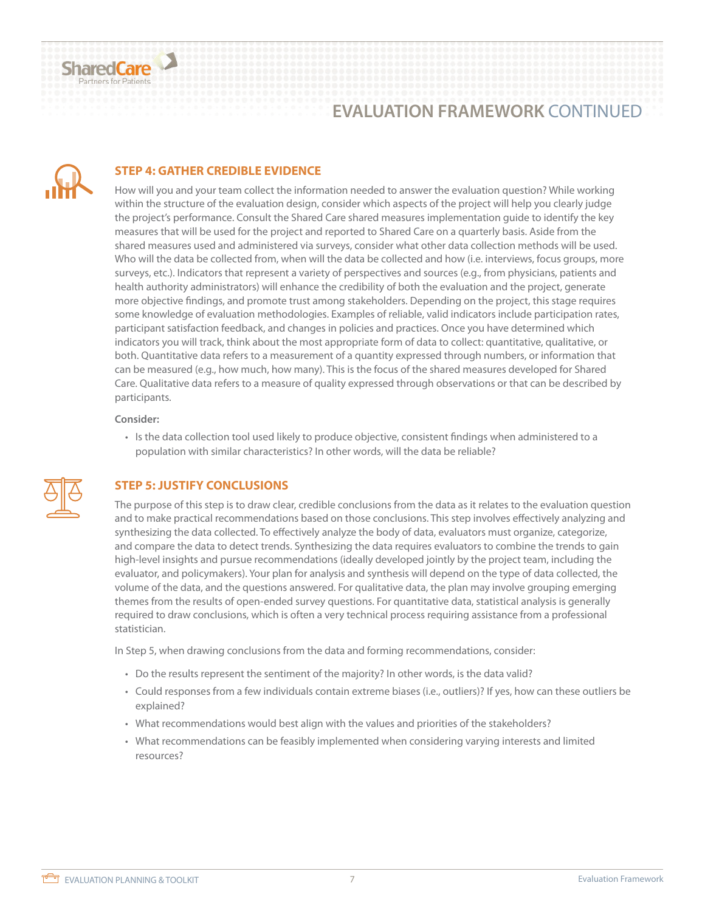## STEP 4: GATHER CREDIBLE EVIDENCE

How will you and your team collect the information needed to answer the evaluation question? While working within the structure of the evaluation design, consider which aspects of the project will help you clearly judge the project's performance. Consult the Shared Care shared measures implementation guide to identify the key measures that will be used for the project and reported to Shared Care on a quarterly basis. Aside from the shared measures used and administered via surveys, consider what other data collection methods will be used. Who will the data be collected from, when will the data be collected and how (i.e. interviews, focus groups, more surveys, etc.). Indicators that represent a variety of perspectives and sources (e.g., from physicians, patients and health authority administrators) will enhance the credibility of both the evaluation and the project, generate more objective findings, and promote trust among stakeholders. Depending on the project, this stage requires some knowledge of evaluation methodologies. Examples of reliable, valid indicators include participation rates, participant satisfaction feedback, and changes in policies and practices. Once you have determined which indicators you will track, think about the most appropriate form of data to collect: quantitative, qualitative, or both. Quantitative data refers to a measurement of a quantity expressed through numbers, or information that can be measured (e.g., how much, how many). This is the focus of the shared measures developed for Shared Care. Qualitative data refers to a measure of quality expressed through observations or that can be described by participants.

**Consider:**

- Is the data collection tool used likely to produce objective, consistent findings when administered to a population with similar characteristics? In other words, will the data be reliable?

## STEP 5: JUSTIFY CONCLUSIONS

The purpose of this step is to draw clear, credible conclusions from the data as it relates to the evaluation question and to make practical recommendations based on those conclusions. This step involves effectively analyzing and synthesizing the data collected. To effectively analyze the body of data, evaluators must organize, categorize, and compare the data to detect trends. Synthesizing the data requires evaluators to combine the trends to gain high-level insights and pursue recommendations (ideally developed jointly by the project team, including the evaluator, and policymakers). Your plan for analysis and synthesis will depend on the type of data collected, the volume of the data, and the questions answered. For qualitative data, the plan may involve grouping emerging themes from the results of open-ended survey questions. For quantitative data, statistical analysis is generally required to draw conclusions, which is often a very technical process requiring assistance from a professional statistician.

In Step 5, when drawing conclusions from the data and forming recommendations, consider:

- Do the results represent the sentiment of the majority? In other words, is the data valid?
- Could responses from a few individuals contain extreme biases (i.e., outliers)? If yes, how can these outliers be explained?
- What recommendations would best align with the values and priorities of the stakeholders?
- What recommendations can be feasibly implemented when considering varying interests and limited resources?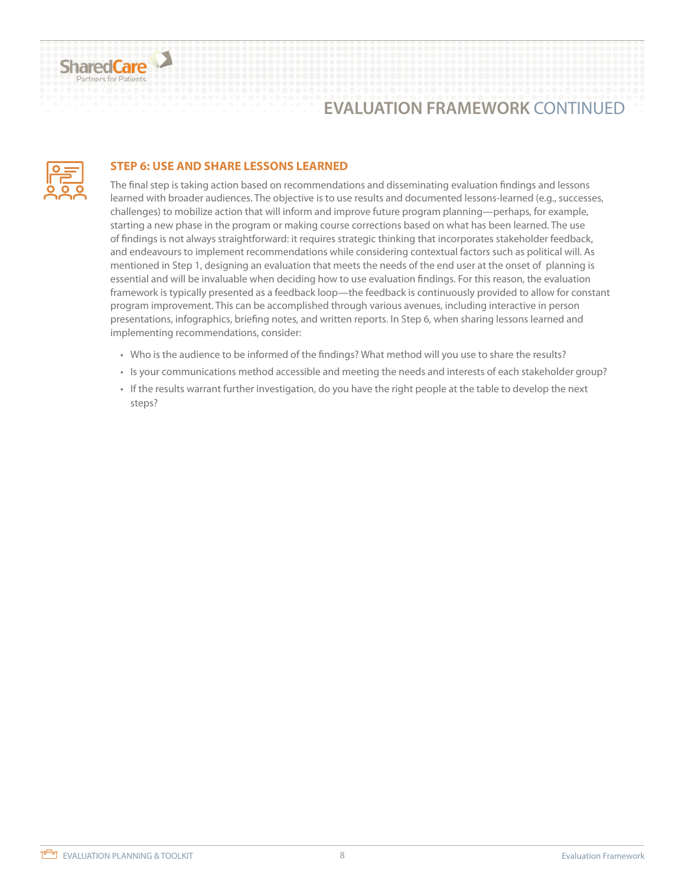## STEP 6: USE AND SHARE LESSONS LEARNED

The final step is taking action based on recommendations and disseminating evaluation findings and lessons learned with broader audiences. The objective is to use results and documented lessons-learned (e.g., successes, challenges) to mobilize action that will inform and improve future program planning—perhaps, for example, starting a new phase in the program or making course corrections based on what has been learned. The use of findings is not always straightforward: it requires strategic thinking that incorporates stakeholder feedback, and endeavours to implement recommendations while considering contextual factors such as political will. As mentioned in Step 1, designing an evaluation that meets the needs of the end user at the onset of planning is essential and will be invaluable when deciding how to use evaluation findings. For this reason, the evaluation framework is typically presented as a feedback loop—the feedback is continuously provided to allow for constant program improvement. This can be accomplished through various avenues, including interactive in person presentations, infographics, briefing notes, and written reports. In Step 6, when sharing lessons learned and implementing recommendations, consider:

- Who is the audience to be informed of the findings? What method will you use to share the results?
- Is your communications method accessible and meeting the needs and interests of each stakeholder group?
- If the results warrant further investigation, do you have the right people at the table to develop the next steps?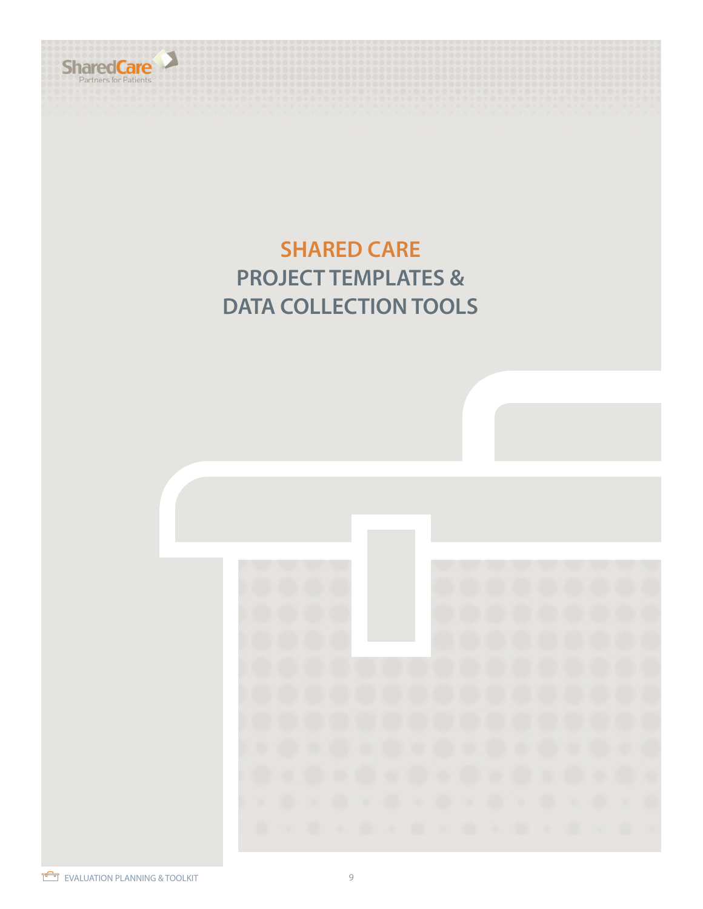# SHARED CARE

## PROJECT TEMPLATES & DATA COLLECTION TOOLS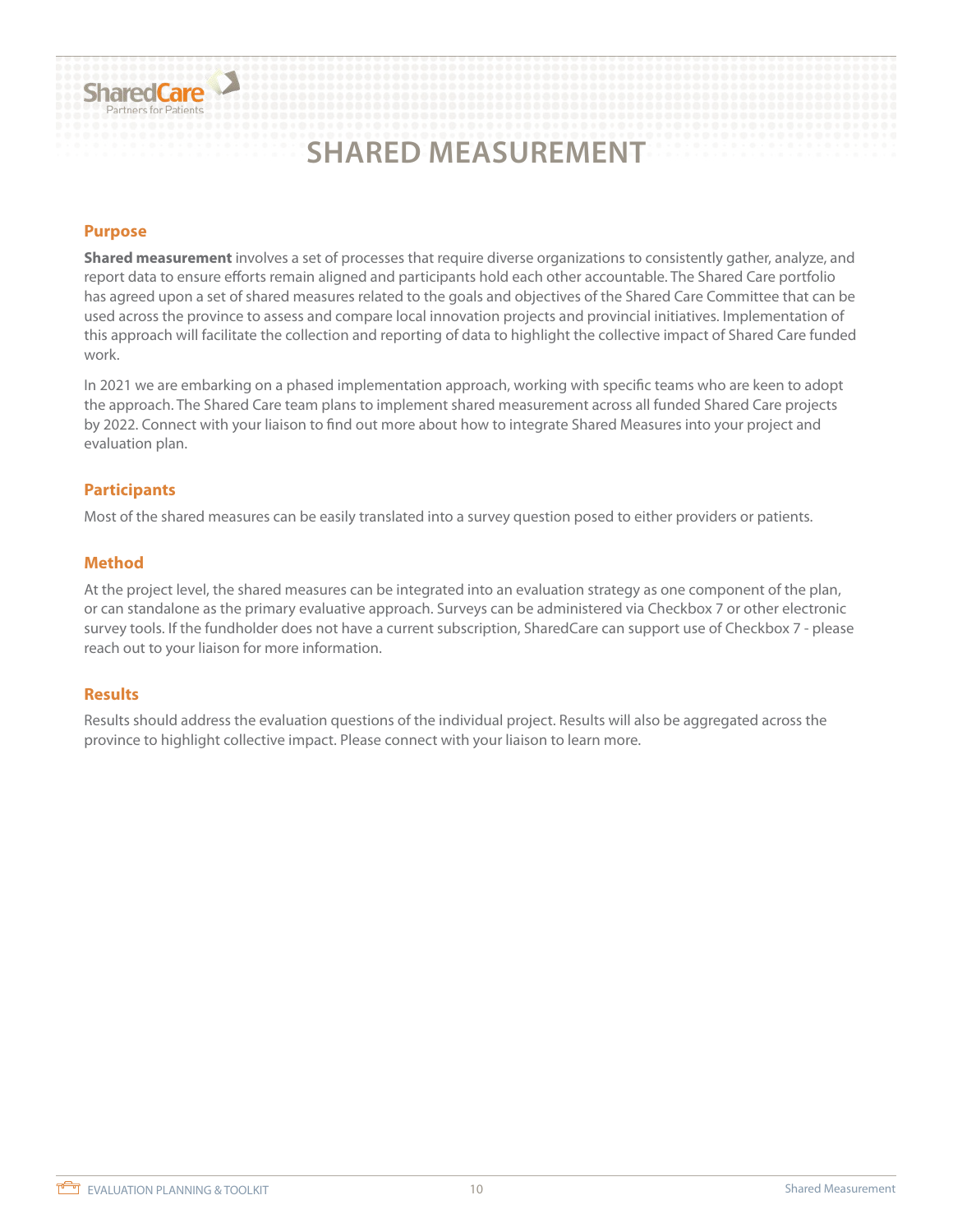# SHARED MEASUREMENT

## Purpose

**Shared measurement** involves a set of processes that require diverse organizations to consistently gather, analyze, and report data to ensure efforts remain aligned and participants hold each other accountable. The Shared Care portfolio has agreed upon a set of shared measures related to the goals and objectives of the Shared Care Committee that can be used across the province to assess and compare local innovation projects and provincial initiatives. Implementation of this approach will facilitate the collection and reporting of data to highlight the collective impact of Shared Care funded work.

In 2021 we are embarking on a phased implementation approach, working with specific teams who are keen to adopt the approach. The Shared Care team plans to implement shared measurement across all funded Shared Care projects by 2022. Connect with your liaison to find out more about how to integrate Shared Measures into your project and evaluation plan.

## Participants

Most of the shared measures can be easily translated into a survey question posed to either providers or patients.

## Method

At the project level, the shared measures can be integrated into an evaluation strategy as one component of the plan, or can standalone as the primary evaluative approach. Surveys can be administered via Checkbox 7 or other electronic survey tools. If the fundholder does not have a current subscription, SharedCare can support use of Checkbox 7 - please reach out to your liaison for more information.

## Results

Results should address the evaluation questions of the individual project. Results will also be aggregated across the province to highlight collective impact. Please connect with your liaison to learn more.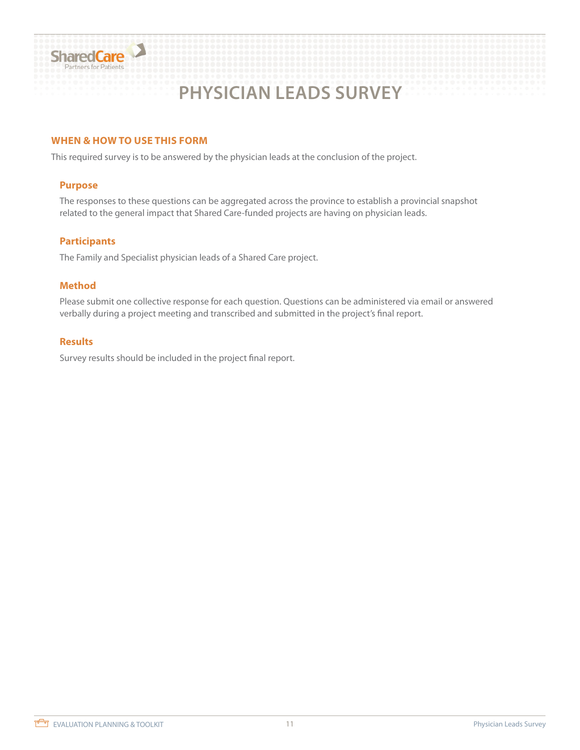# PHYSICIAN LEADS SURVEY

## WHEN & HOW TO USE THIS FORM

This required survey is to be answered by the physician leads at the conclusion of the project.

### Purpose

The responses to these questions can be aggregated across the province to establish a provincial snapshot related to the general impact that Shared Care-funded projects are having on physician leads.

### Participants

The Family and Specialist physician leads of a Shared Care project.

### Method

Please submit one collective response for each question. Questions can be administered via email or answered verbally during a project meeting and transcribed and submitted in the project's final report.

### Results

Survey results should be included in the project final report.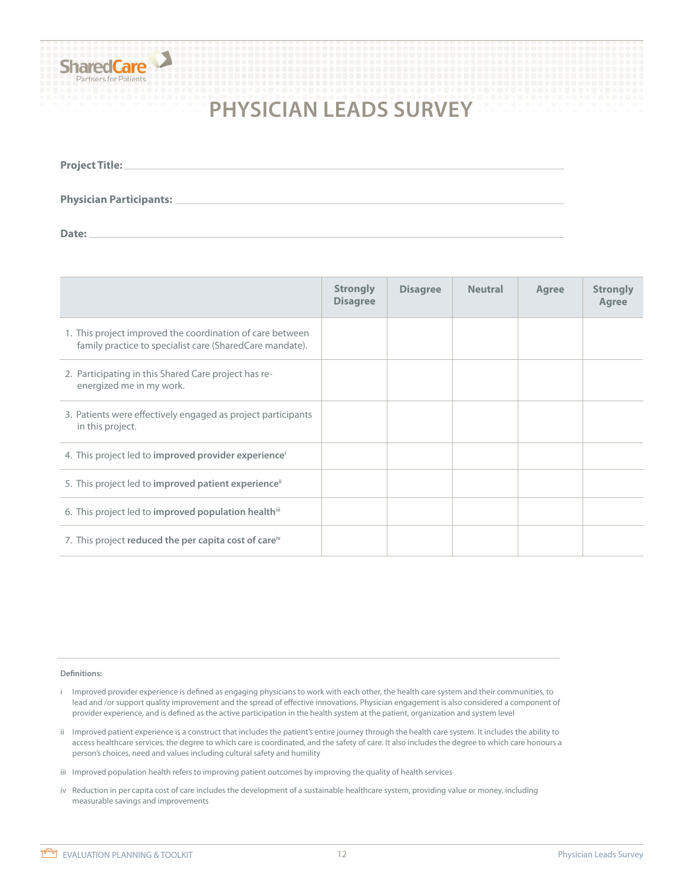# PHYSICIAN LEADS SURVEY

**Project Title:** ______________________________

**Physician Participants:** ______________________________

**Date:** ______________________________

| | Strongly Disagree | Disagree | Neutral | Agree | Strongly Agree |
|---|---|---|---|---|---|
| 1. This project improved the coordination of care between family practice to specialist care (SharedCare mandate). | | | | | |
| 2. Participating in this Shared Care project has re-energized me in my work. | | | | | |
| 3. Patients were effectively engaged as project participants in this project. | | | | | |
| 4. This project led to **improved provider experience**[i] | | | | | |
| 5. This project led to **improved patient experience**[ii] | | | | | |
| 6. This project led to **improved population health**[iii] | | | | | |
| 7. This project **reduced the per capita cost of care**[iv] | | | | | |

**Definitions:**

i Improved provider experience is defined as engaging physicians to work with each other, the health care system and their communities, to lead and /or support quality improvement and the spread of effective innovations. Physician engagement is also considered a component of provider experience, and is defined as the active participation in the health system at the patient, organization and system level

ii Improved patient experience is a construct that includes the patient's entire journey through the health care system. It includes the ability to access healthcare services, the degree to which care is coordinated, and the safety of care. It also includes the degree to which care honours a person's choices, need and values including cultural safety and humility

iii Improved population health refers to improving patient outcomes by improving the quality of health services

iv Reduction in per capita cost of care includes the development of a sustainable healthcare system, providing value or money, including measurable savings and improvements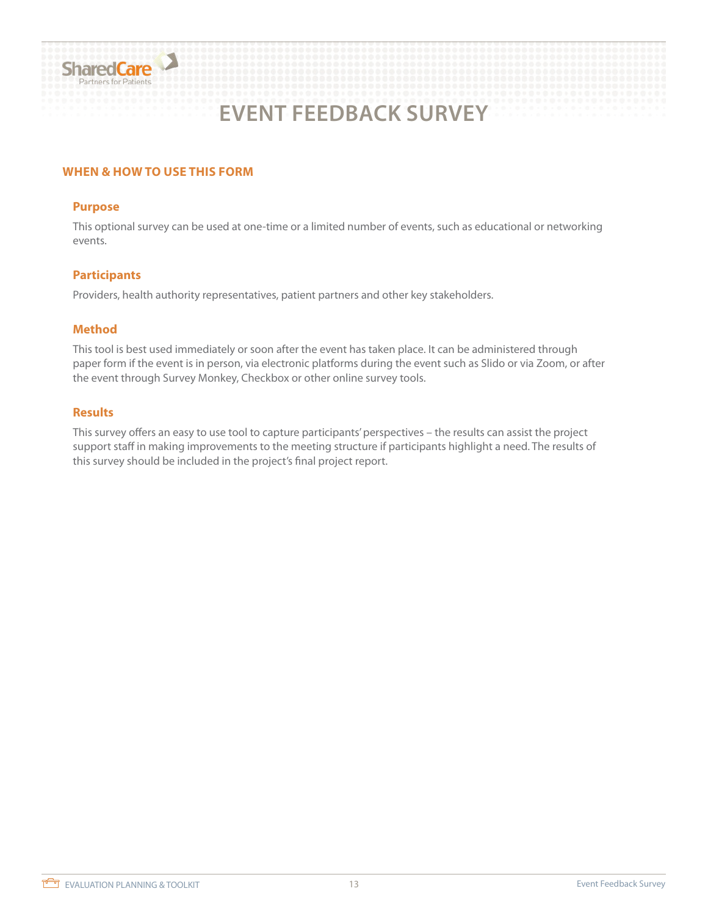# EVENT FEEDBACK SURVEY

## WHEN & HOW TO USE THIS FORM

### Purpose

This optional survey can be used at one-time or a limited number of events, such as educational or networking events.

### Participants

Providers, health authority representatives, patient partners and other key stakeholders.

### Method

This tool is best used immediately or soon after the event has taken place. It can be administered through paper form if the event is in person, via electronic platforms during the event such as Slido or via Zoom, or after the event through Survey Monkey, Checkbox or other online survey tools.

### Results

This survey offers an easy to use tool to capture participants' perspectives – the results can assist the project support staff in making improvements to the meeting structure if participants highlight a need. The results of this survey should be included in the project's final project report.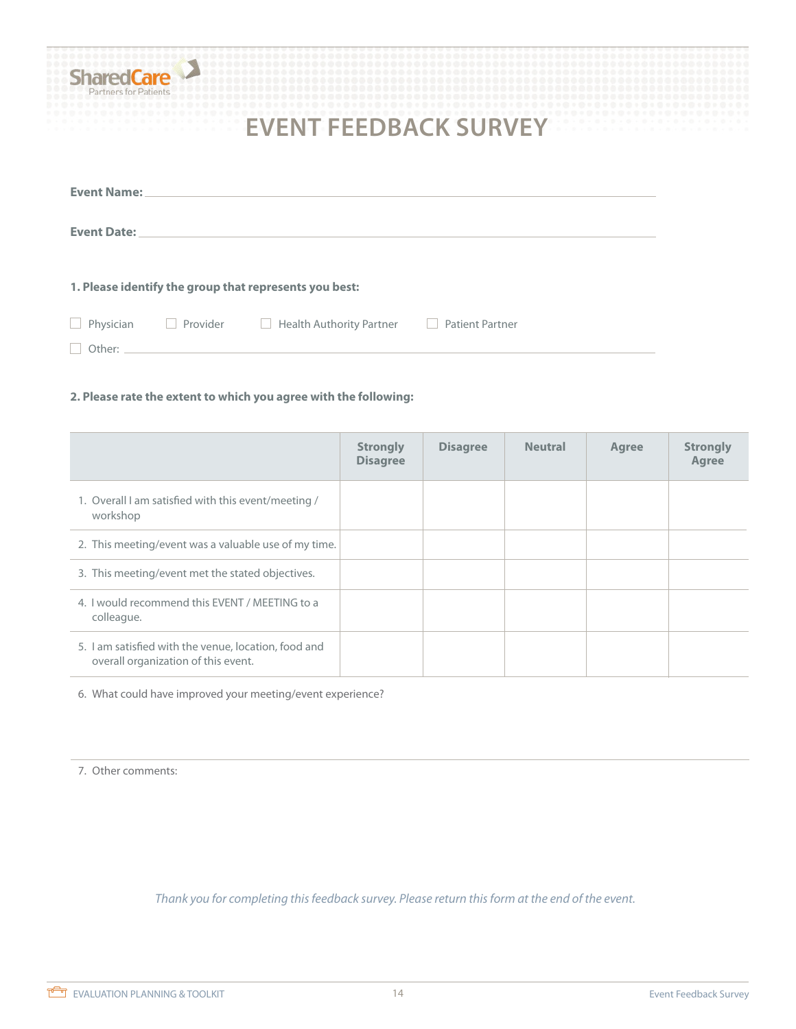SharedCare
Partners for Patients

# EVENT FEEDBACK SURVEY

**Event Name:** ______________________________________________

**Event Date:** ______________________________________________

**1. Please identify the group that represents you best:**

☐ Physician ☐ Provider ☐ Health Authority Partner ☐ Patient Partner

☐ Other: ______________________________________________

**2. Please rate the extent to which you agree with the following:**

| | Strongly Disagree | Disagree | Neutral | Agree | Strongly Agree |
|---|---|---|---|---|---|
| 1. Overall I am satisfied with this event/meeting / workshop | | | | | |
| 2. This meeting/event was a valuable use of my time. | | | | | |
| 3. This meeting/event met the stated objectives. | | | | | |
| 4. I would recommend this EVENT / MEETING to a colleague. | | | | | |
| 5. I am satisfied with the venue, location, food and overall organization of this event. | | | | | |

6. What could have improved your meeting/event experience?

7. Other comments:

*Thank you for completing this feedback survey. Please return this form at the end of the event.*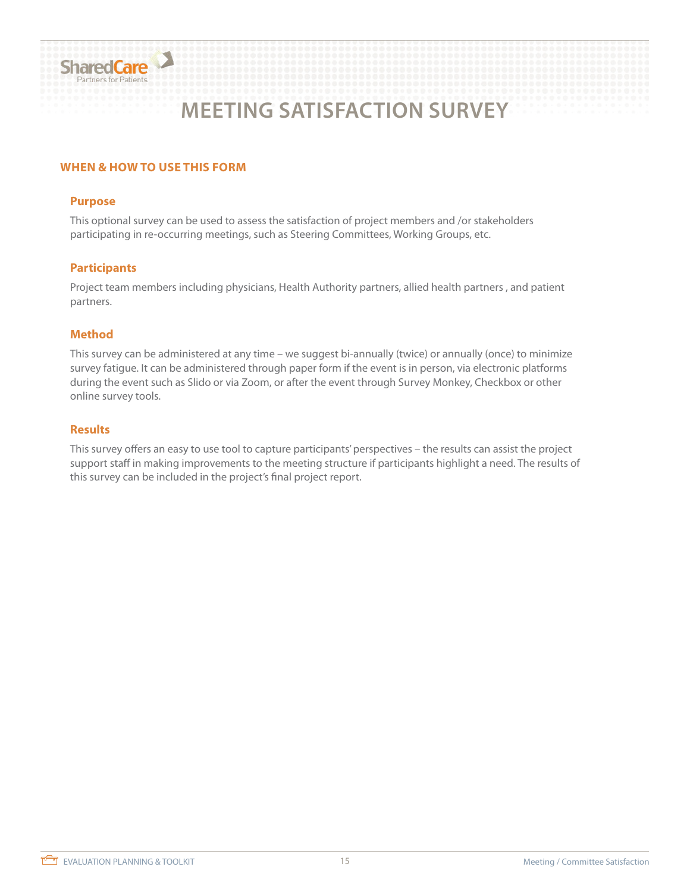# MEETING SATISFACTION SURVEY

## WHEN & HOW TO USE THIS FORM

### Purpose

This optional survey can be used to assess the satisfaction of project members and /or stakeholders participating in re-occurring meetings, such as Steering Committees, Working Groups, etc.

### Participants

Project team members including physicians, Health Authority partners, allied health partners , and patient partners.

### Method

This survey can be administered at any time – we suggest bi-annually (twice) or annually (once) to minimize survey fatigue. It can be administered through paper form if the event is in person, via electronic platforms during the event such as Slido or via Zoom, or after the event through Survey Monkey, Checkbox or other online survey tools.

### Results

This survey offers an easy to use tool to capture participants' perspectives – the results can assist the project support staff in making improvements to the meeting structure if participants highlight a need. The results of this survey can be included in the project's final project report.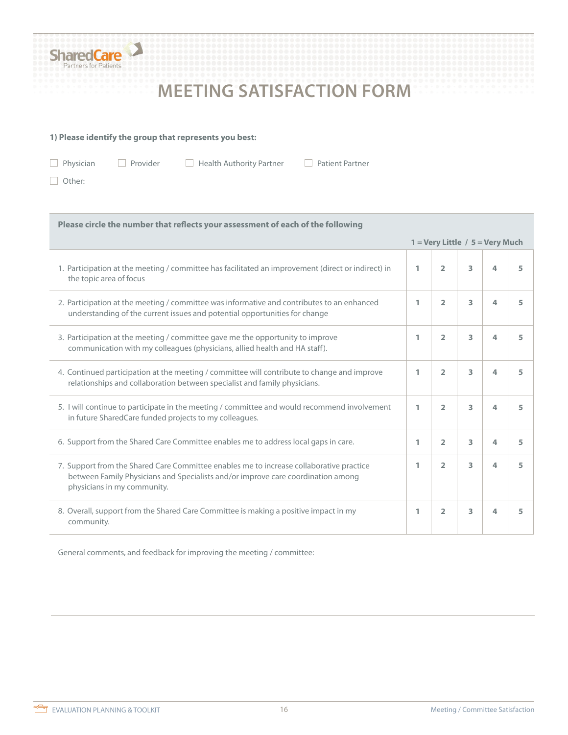SharedCare
Partners for Patients

# MEETING SATISFACTION FORM

**1) Please identify the group that represents you best:**

☐ Physician ☐ Provider ☐ Health Authority Partner ☐ Patient Partner

☐ Other: ______________________________________________

| **Please circle the number that reflects your assessment of each of the following** **1 = Very Little / 5 = Very Much** | | | | | |
|---|---|---|---|---|---|
| 1. Participation at the meeting / committee has facilitated an improvement (direct or indirect) in the topic area of focus | 1 | 2 | 3 | 4 | 5 |
| 2. Participation at the meeting / committee was informative and contributes to an enhanced understanding of the current issues and potential opportunities for change | 1 | 2 | 3 | 4 | 5 |
| 3. Participation at the meeting / committee gave me the opportunity to improve communication with my colleagues (physicians, allied health and HA staff). | 1 | 2 | 3 | 4 | 5 |
| 4. Continued participation at the meeting / committee will contribute to change and improve relationships and collaboration between specialist and family physicians. | 1 | 2 | 3 | 4 | 5 |
| 5. I will continue to participate in the meeting / committee and would recommend involvement in future SharedCare funded projects to my colleagues. | 1 | 2 | 3 | 4 | 5 |
| 6. Support from the Shared Care Committee enables me to address local gaps in care. | 1 | 2 | 3 | 4 | 5 |
| 7. Support from the Shared Care Committee enables me to increase collaborative practice between Family Physicians and Specialists and/or improve care coordination among physicians in my community. | 1 | 2 | 3 | 4 | 5 |
| 8. Overall, support from the Shared Care Committee is making a positive impact in my community. | 1 | 2 | 3 | 4 | 5 |

General comments, and feedback for improving the meeting / committee: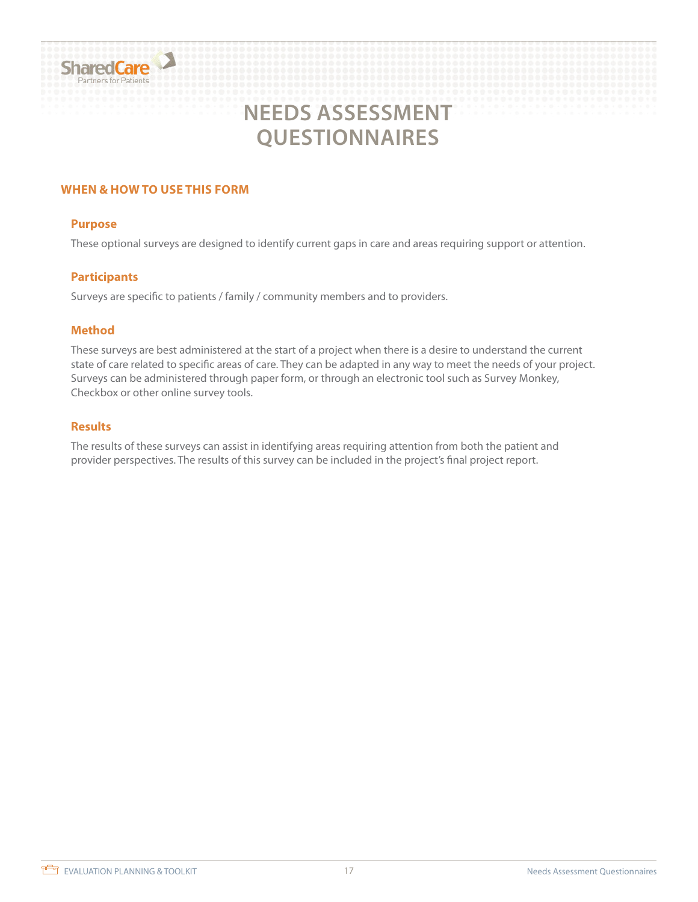# NEEDS ASSESSMENT QUESTIONNAIRES

## WHEN & HOW TO USE THIS FORM

### Purpose

These optional surveys are designed to identify current gaps in care and areas requiring support or attention.

### Participants

Surveys are specific to patients / family / community members and to providers.

### Method

These surveys are best administered at the start of a project when there is a desire to understand the current state of care related to specific areas of care. They can be adapted in any way to meet the needs of your project. Surveys can be administered through paper form, or through an electronic tool such as Survey Monkey, Checkbox or other online survey tools.

### Results

The results of these surveys can assist in identifying areas requiring attention from both the patient and provider perspectives. The results of this survey can be included in the project's final project report.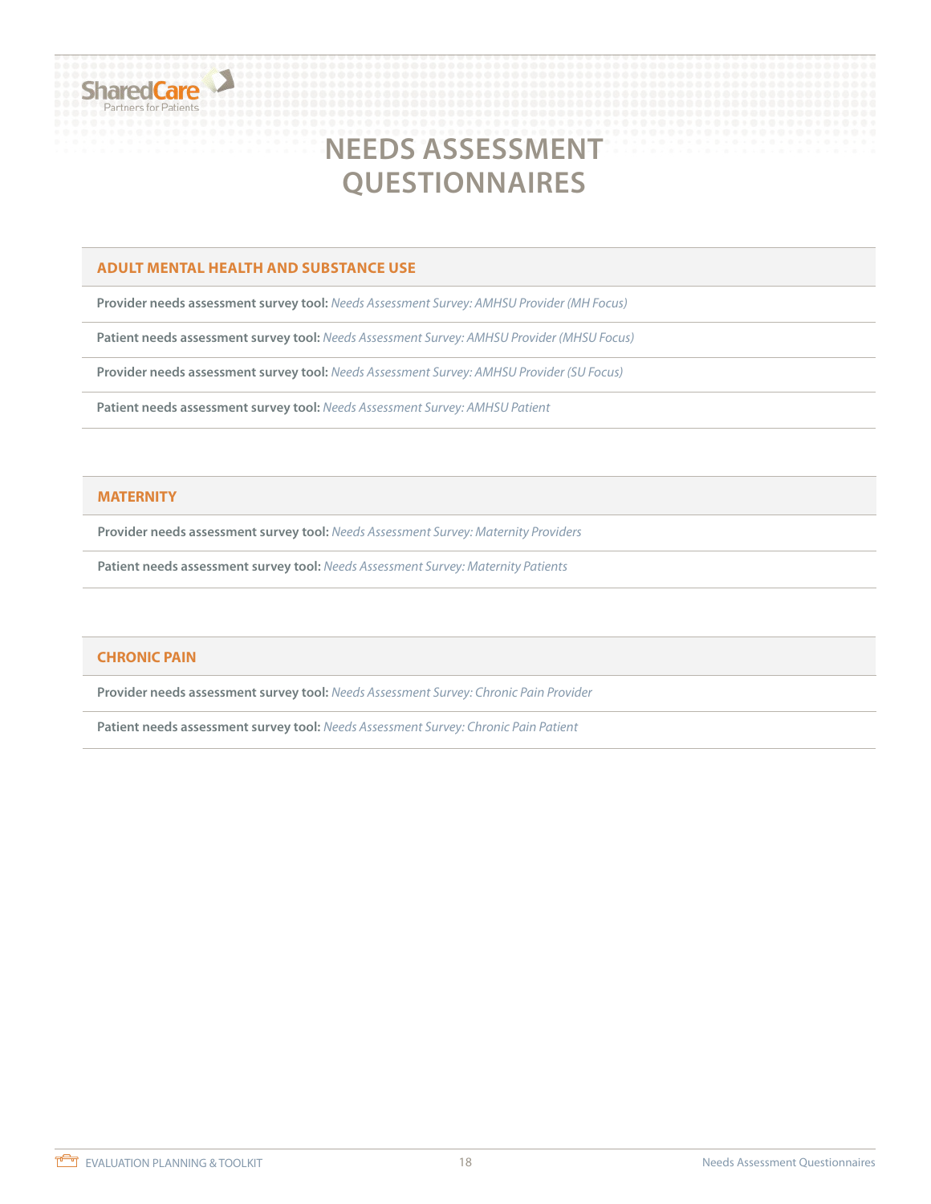# NEEDS ASSESSMENT QUESTIONNAIRES

## ADULT MENTAL HEALTH AND SUBSTANCE USE

**Provider needs assessment survey tool:** *Needs Assessment Survey: AMHSU Provider (MH Focus)*

**Patient needs assessment survey tool:** *Needs Assessment Survey: AMHSU Provider (MHSU Focus)*

**Provider needs assessment survey tool:** *Needs Assessment Survey: AMHSU Provider (SU Focus)*

**Patient needs assessment survey tool:** *Needs Assessment Survey: AMHSU Patient*

## MATERNITY

**Provider needs assessment survey tool:** *Needs Assessment Survey: Maternity Providers*

**Patient needs assessment survey tool:** *Needs Assessment Survey: Maternity Patients*

## CHRONIC PAIN

**Provider needs assessment survey tool:** *Needs Assessment Survey: Chronic Pain Provider*

**Patient needs assessment survey tool:** *Needs Assessment Survey: Chronic Pain Patient*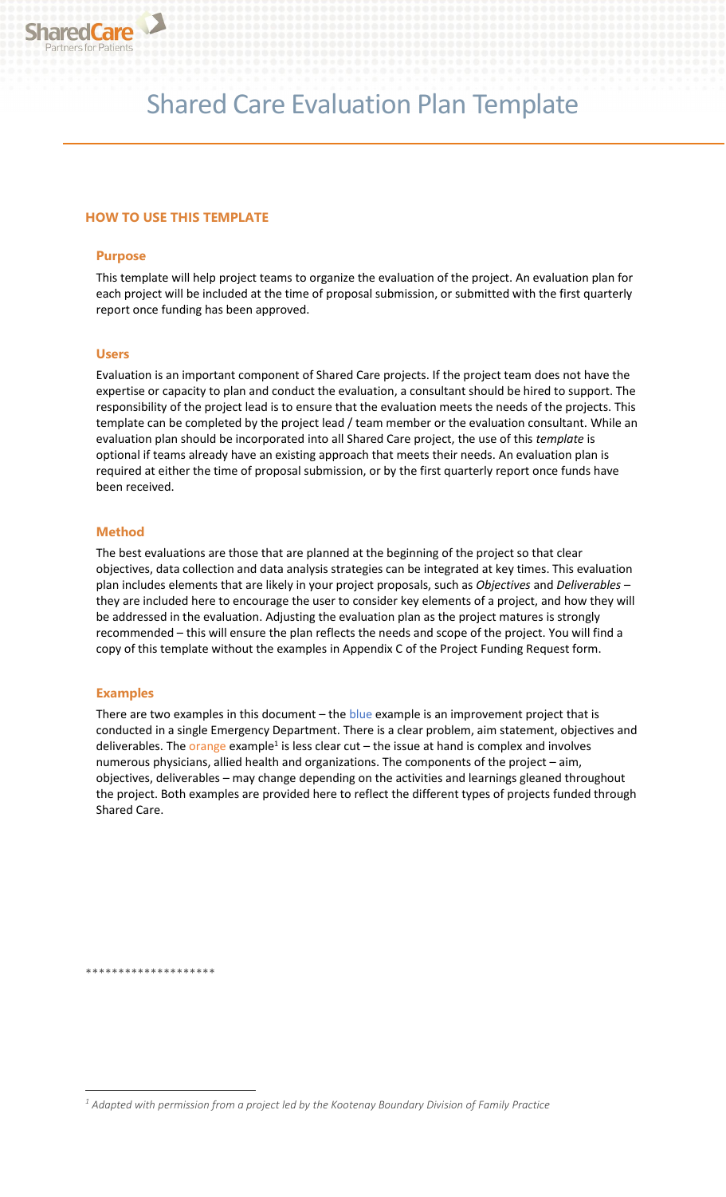# Shared Care Evaluation Plan Template

## HOW TO USE THIS TEMPLATE

### Purpose

This template will help project teams to organize the evaluation of the project. An evaluation plan for each project will be included at the time of proposal submission, or submitted with the first quarterly report once funding has been approved.

### Users

Evaluation is an important component of Shared Care projects. If the project team does not have the expertise or capacity to plan and conduct the evaluation, a consultant should be hired to support. The responsibility of the project lead is to ensure that the evaluation meets the needs of the projects. This template can be completed by the project lead / team member or the evaluation consultant. While an evaluation plan should be incorporated into all Shared Care project, the use of this *template* is optional if teams already have an existing approach that meets their needs. An evaluation plan is required at either the time of proposal submission, or by the first quarterly report once funds have been received.

### Method

The best evaluations are those that are planned at the beginning of the project so that clear objectives, data collection and data analysis strategies can be integrated at key times. This evaluation plan includes elements that are likely in your project proposals, such as *Objectives* and *Deliverables* – they are included here to encourage the user to consider key elements of a project, and how they will be addressed in the evaluation. Adjusting the evaluation plan as the project matures is strongly recommended – this will ensure the plan reflects the needs and scope of the project. You will find a copy of this template without the examples in Appendix C of the Project Funding Request form.

### Examples

There are two examples in this document – the blue example is an improvement project that is conducted in a single Emergency Department. There is a clear problem, aim statement, objectives and deliverables. The orange example[1] is less clear cut – the issue at hand is complex and involves numerous physicians, allied health and organizations. The components of the project – aim, objectives, deliverables – may change depending on the activities and learnings gleaned throughout the project. Both examples are provided here to reflect the different types of projects funded through Shared Care.

********************

[1] *Adapted with permission from a project led by the Kootenay Boundary Division of Family Practice*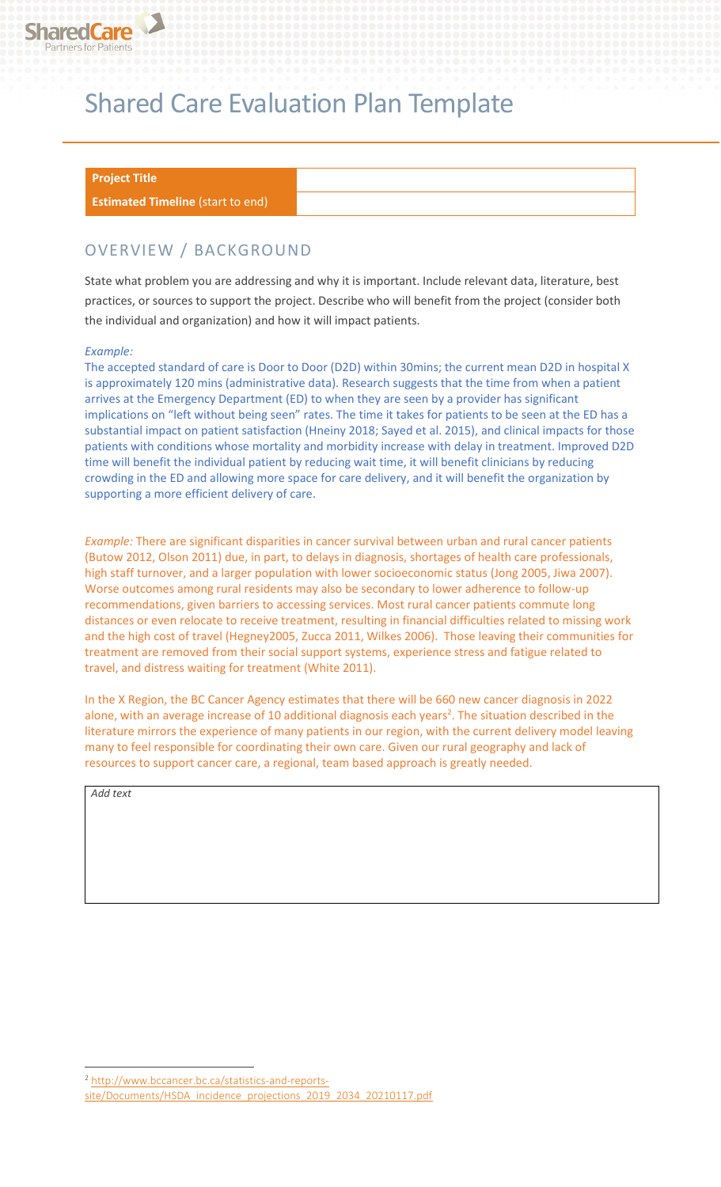# Shared Care Evaluation Plan Template

| **Project Title** | |
|---|---|
| **Estimated Timeline** (start to end) | |

## OVERVIEW / BACKGROUND

State what problem you are addressing and why it is important. Include relevant data, literature, best practices, or sources to support the project. Describe who will benefit from the project (consider both the individual and organization) and how it will impact patients.

*Example:*

The accepted standard of care is Door to Door (D2D) within 30mins; the current mean D2D in hospital X is approximately 120 mins (administrative data). Research suggests that the time from when a patient arrives at the Emergency Department (ED) to when they are seen by a provider has significant implications on "left without being seen" rates. The time it takes for patients to be seen at the ED has a substantial impact on patient satisfaction (Hneiny 2018; Sayed et al. 2015), and clinical impacts for those patients with conditions whose mortality and morbidity increase with delay in treatment. Improved D2D time will benefit the individual patient by reducing wait time, it will benefit clinicians by reducing crowding in the ED and allowing more space for care delivery, and it will benefit the organization by supporting a more efficient delivery of care.

*Example:* There are significant disparities in cancer survival between urban and rural cancer patients (Butow 2012, Olson 2011) due, in part, to delays in diagnosis, shortages of health care professionals, high staff turnover, and a larger population with lower socioeconomic status (Jong 2005, Jiwa 2007). Worse outcomes among rural residents may also be secondary to lower adherence to follow-up recommendations, given barriers to accessing services. Most rural cancer patients commute long distances or even relocate to receive treatment, resulting in financial difficulties related to missing work and the high cost of travel (Hegney2005, Zucca 2011, Wilkes 2006). Those leaving their communities for treatment are removed from their social support systems, experience stress and fatigue related to travel, and distress waiting for treatment (White 2011).

In the X Region, the BC Cancer Agency estimates that there will be 660 new cancer diagnosis in 2022 alone, with an average increase of 10 additional diagnosis each years[2]. The situation described in the literature mirrors the experience of many patients in our region, with the current delivery model leaving many to feel responsible for coordinating their own care. Given our rural geography and lack of resources to support cancer care, a regional, team based approach is greatly needed.

| *Add text* |
|---|
| |

[2] http://www.bccancer.bc.ca/statistics-and-reports-site/Documents/HSDA_incidence_projections_2019_2034_20210117.pdf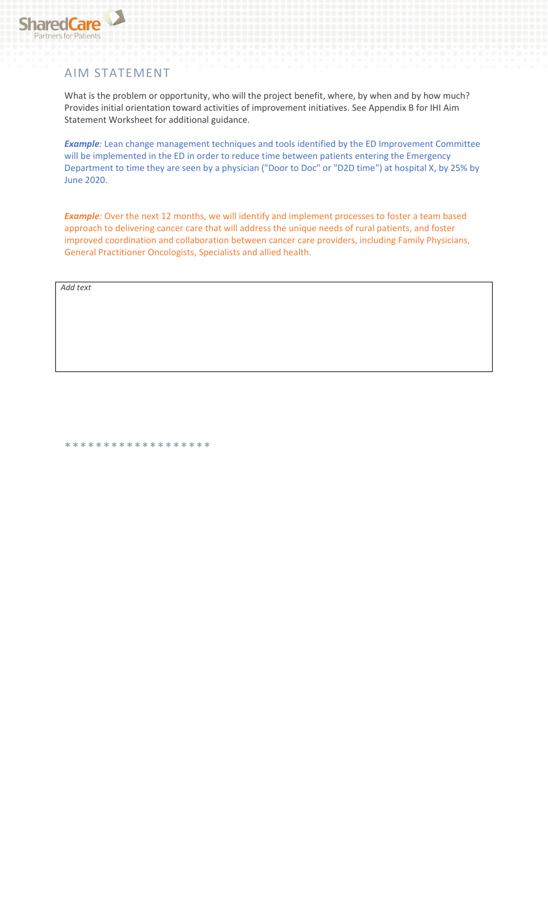## AIM STATEMENT

What is the problem or opportunity, who will the project benefit, where, by when and by how much? Provides initial orientation toward activities of improvement initiatives. See Appendix B for IHI Aim Statement Worksheet for additional guidance.

***Example**:* Lean change management techniques and tools identified by the ED Improvement Committee will be implemented in the ED in order to reduce time between patients entering the Emergency Department to time they are seen by a physician ("Door to Doc" or "D2D time") at hospital X, by 25% by June 2020.

***Example**:* Over the next 12 months, we will identify and implement processes to foster a team based approach to delivering cancer care that will address the unique needs of rural patients, and foster improved coordination and collaboration between cancer care providers, including Family Physicians, General Practitioner Oncologists, Specialists and allied health.

| *Add text* |
|---|

* * * * * * * * * * * * * * * * * *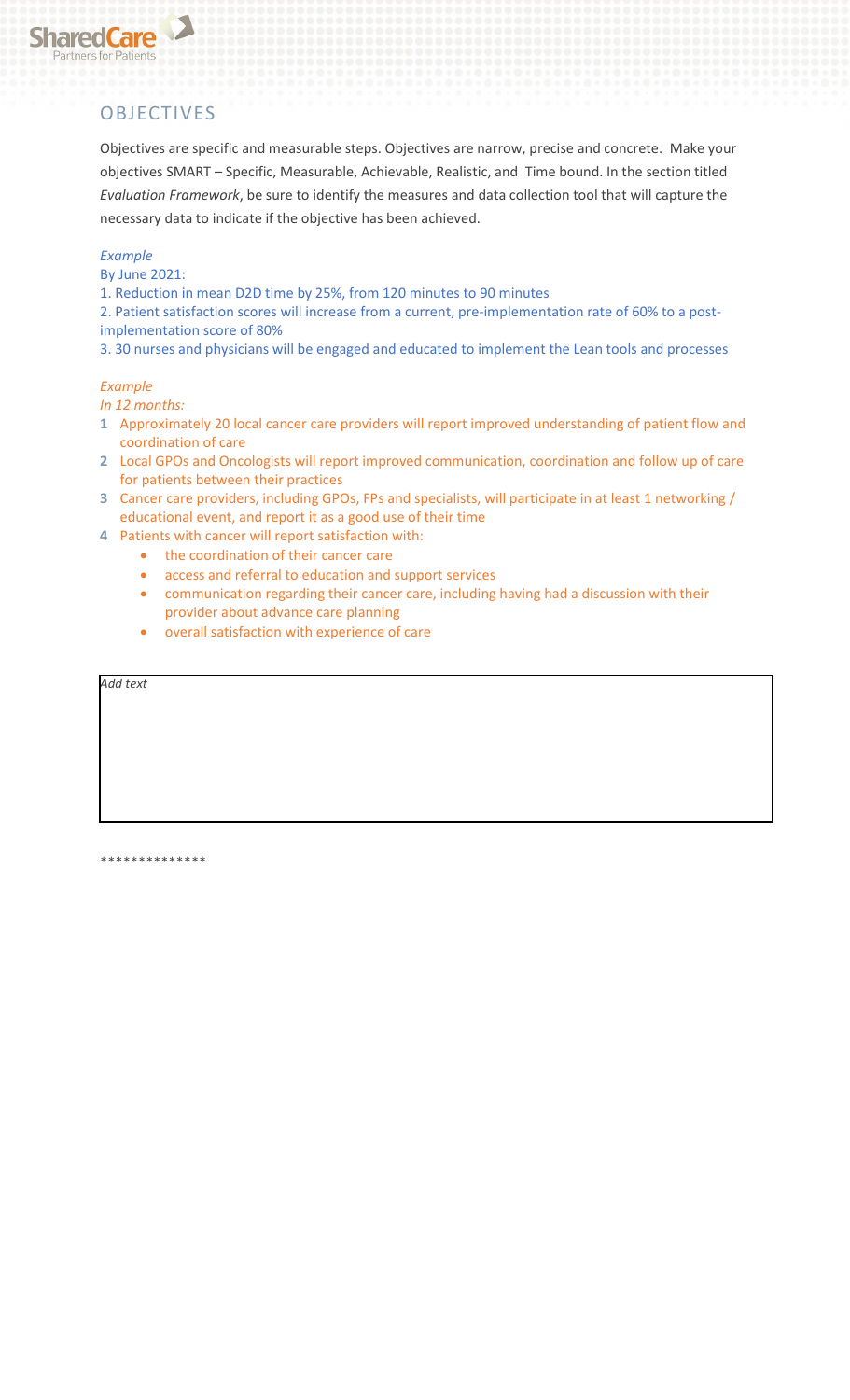## OBJECTIVES

Objectives are specific and measurable steps. Objectives are narrow, precise and concrete. Make your objectives SMART – Specific, Measurable, Achievable, Realistic, and Time bound. In the section titled *Evaluation Framework*, be sure to identify the measures and data collection tool that will capture the necessary data to indicate if the objective has been achieved.

*Example*

By June 2021:

1. Reduction in mean D2D time by 25%, from 120 minutes to 90 minutes
2. Patient satisfaction scores will increase from a current, pre-implementation rate of 60% to a post-implementation score of 80%
3. 30 nurses and physicians will be engaged and educated to implement the Lean tools and processes

*Example*

*In 12 months:*

1. Approximately 20 local cancer care providers will report improved understanding of patient flow and coordination of care
2. Local GPOs and Oncologists will report improved communication, coordination and follow up of care for patients between their practices
3. Cancer care providers, including GPOs, FPs and specialists, will participate in at least 1 networking / educational event, and report it as a good use of their time
4. Patients with cancer will report satisfaction with:
   - the coordination of their cancer care
   - access and referral to education and support services
   - communication regarding their cancer care, including having had a discussion with their provider about advance care planning
   - overall satisfaction with experience of care

*Add text*

**************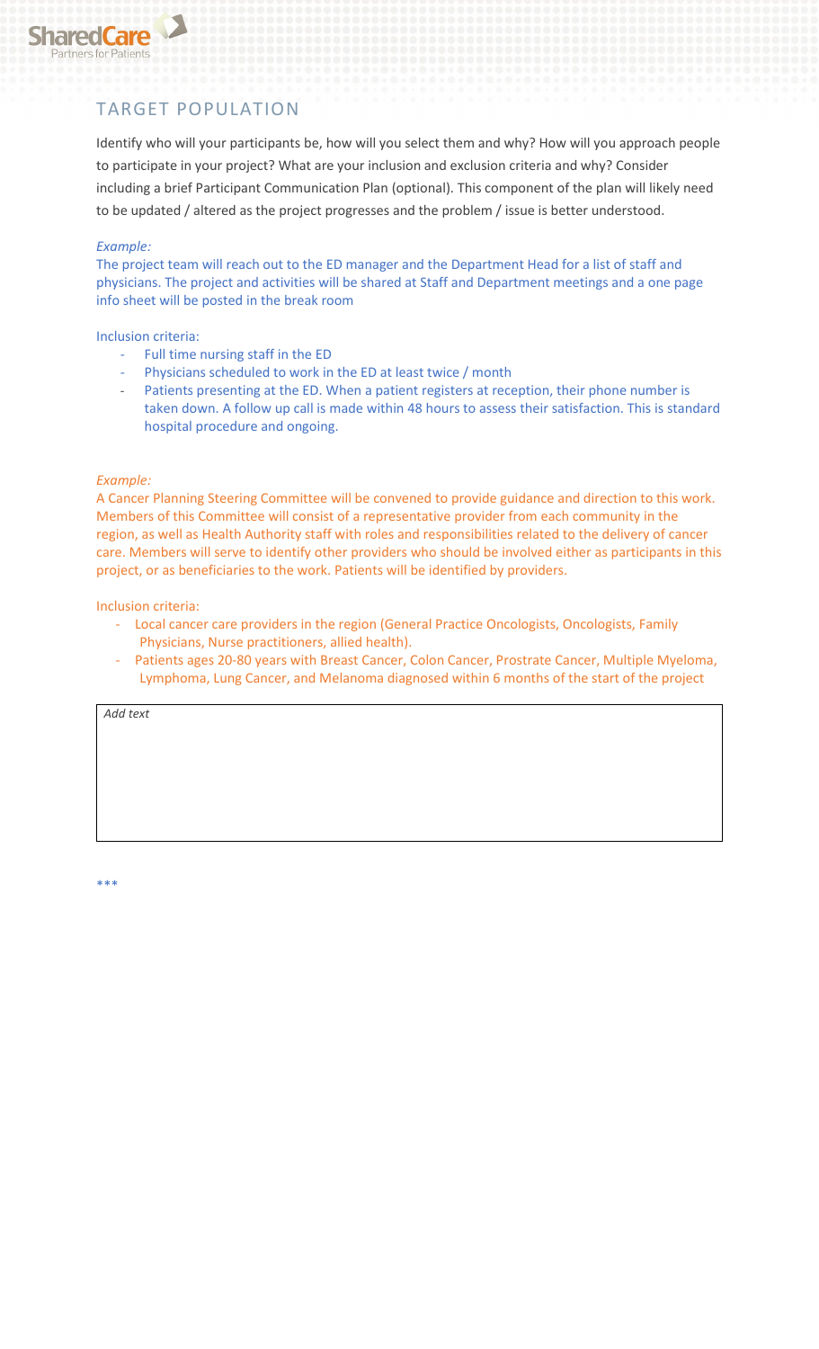## TARGET POPULATION

Identify who will your participants be, how will you select them and why? How will you approach people to participate in your project? What are your inclusion and exclusion criteria and why? Consider including a brief Participant Communication Plan (optional). This component of the plan will likely need to be updated / altered as the project progresses and the problem / issue is better understood.

*Example:*

The project team will reach out to the ED manager and the Department Head for a list of staff and physicians. The project and activities will be shared at Staff and Department meetings and a one page info sheet will be posted in the break room

Inclusion criteria:

- Full time nursing staff in the ED
- Physicians scheduled to work in the ED at least twice / month
- Patients presenting at the ED. When a patient registers at reception, their phone number is taken down. A follow up call is made within 48 hours to assess their satisfaction. This is standard hospital procedure and ongoing.

*Example:*

A Cancer Planning Steering Committee will be convened to provide guidance and direction to this work. Members of this Committee will consist of a representative provider from each community in the region, as well as Health Authority staff with roles and responsibilities related to the delivery of cancer care. Members will serve to identify other providers who should be involved either as participants in this project, or as beneficiaries to the work. Patients will be identified by providers.

Inclusion criteria:

- Local cancer care providers in the region (General Practice Oncologists, Oncologists, Family Physicians, Nurse practitioners, allied health).
- Patients ages 20-80 years with Breast Cancer, Colon Cancer, Prostrate Cancer, Multiple Myeloma, Lymphoma, Lung Cancer, and Melanoma diagnosed within 6 months of the start of the project

| *Add text* |
|---|
| |

***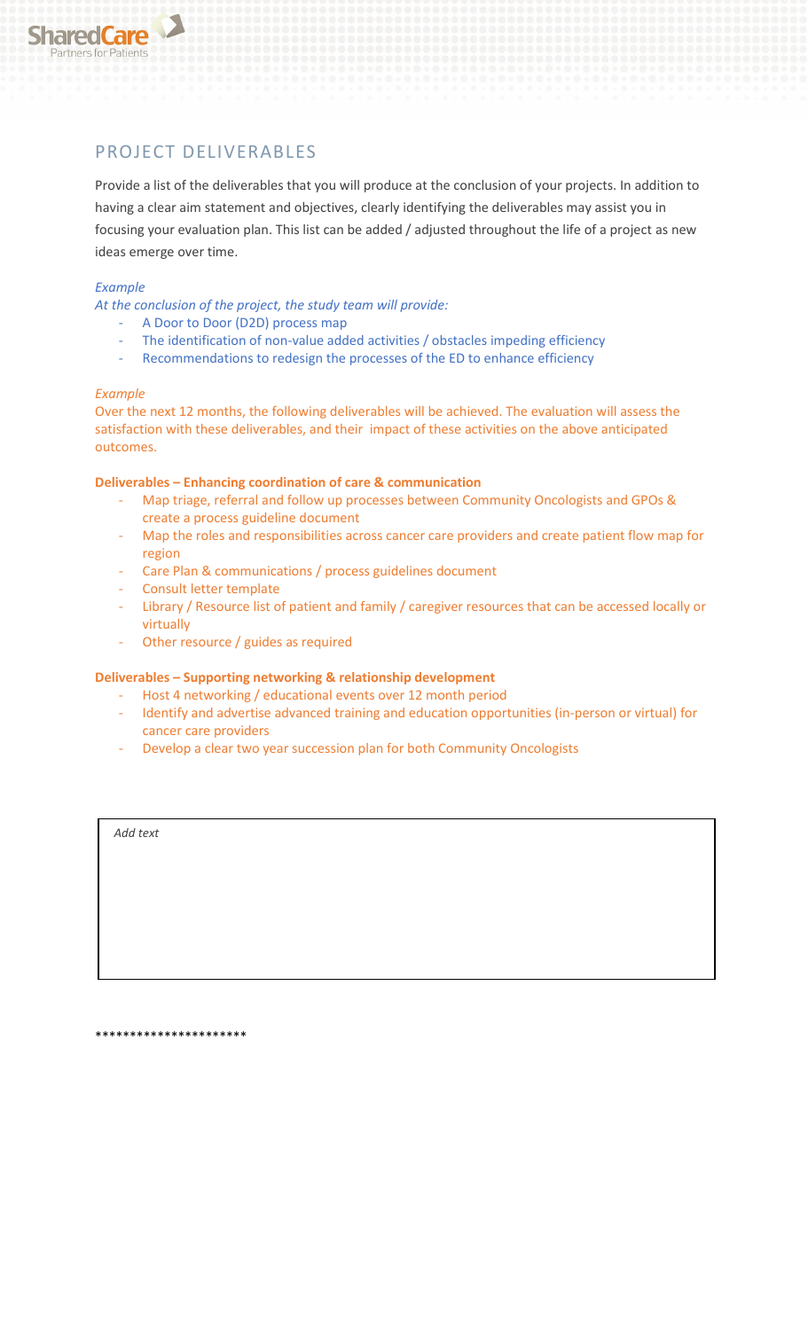## PROJECT DELIVERABLES

Provide a list of the deliverables that you will produce at the conclusion of your projects. In addition to having a clear aim statement and objectives, clearly identifying the deliverables may assist you in focusing your evaluation plan. This list can be added / adjusted throughout the life of a project as new ideas emerge over time.

*Example*

*At the conclusion of the project, the study team will provide:*

- A Door to Door (D2D) process map
- The identification of non-value added activities / obstacles impeding efficiency
- Recommendations to redesign the processes of the ED to enhance efficiency

*Example*

Over the next 12 months, the following deliverables will be achieved. The evaluation will assess the satisfaction with these deliverables, and their impact of these activities on the above anticipated outcomes.

**Deliverables – Enhancing coordination of care & communication**

- Map triage, referral and follow up processes between Community Oncologists and GPOs & create a process guideline document
- Map the roles and responsibilities across cancer care providers and create patient flow map for region
- Care Plan & communications / process guidelines document
- Consult letter template
- Library / Resource list of patient and family / caregiver resources that can be accessed locally or virtually
- Other resource / guides as required

**Deliverables – Supporting networking & relationship development**

- Host 4 networking / educational events over 12 month period
- Identify and advertise advanced training and education opportunities (in-person or virtual) for cancer care providers
- Develop a clear two year succession plan for both Community Oncologists

| *Add text* |
|---|
| |

*********************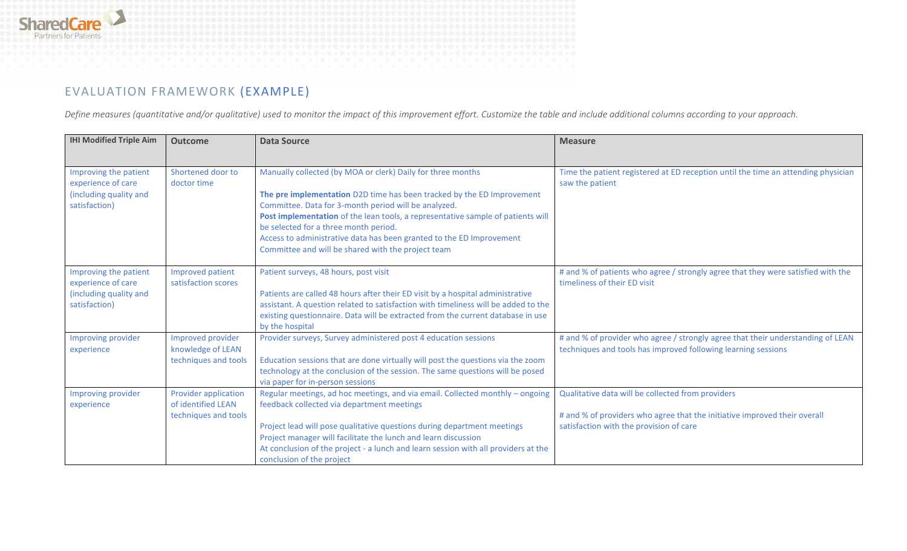## EVALUATION FRAMEWORK (EXAMPLE)

*Define measures (quantitative and/or qualitative) used to monitor the impact of this improvement effort. Customize the table and include additional columns according to your approach.*

| IHI Modified Triple Aim | Outcome | Data Source | Measure |
|---|---|---|---|
| Improving the patient experience of care (including quality and satisfaction) | Shortened door to doctor time | Manually collected (by MOA or clerk) Daily for three months<br><br>**The pre implementation** D2D time has been tracked by the ED Improvement Committee. Data for 3-month period will be analyzed.<br>**Post implementation** of the lean tools, a representative sample of patients will be selected for a three month period.<br>Access to administrative data has been granted to the ED Improvement Committee and will be shared with the project team | Time the patient registered at ED reception until the time an attending physician saw the patient |
| Improving the patient experience of care (including quality and satisfaction) | Improved patient satisfaction scores | Patient surveys, 48 hours, post visit<br><br>Patients are called 48 hours after their ED visit by a hospital administrative assistant. A question related to satisfaction with timeliness will be added to the existing questionnaire. Data will be extracted from the current database in use by the hospital | # and % of patients who agree / strongly agree that they were satisfied with the timeliness of their ED visit |
| Improving provider experience | Improved provider knowledge of LEAN techniques and tools | Provider surveys, Survey administered post 4 education sessions<br><br>Education sessions that are done virtually will post the questions via the zoom technology at the conclusion of the session. The same questions will be posed via paper for in-person sessions | # and % of provider who agree / strongly agree that their understanding of LEAN techniques and tools has improved following learning sessions |
| Improving provider experience | Provider application of identified LEAN techniques and tools | Regular meetings, ad hoc meetings, and via email. Collected monthly – ongoing feedback collected via department meetings<br><br>Project lead will pose qualitative questions during department meetings<br>Project manager will facilitate the lunch and learn discussion<br>At conclusion of the project - a lunch and learn session with all providers at the conclusion of the project | Qualitative data will be collected from providers<br><br># and % of providers who agree that the initiative improved their overall satisfaction with the provision of care |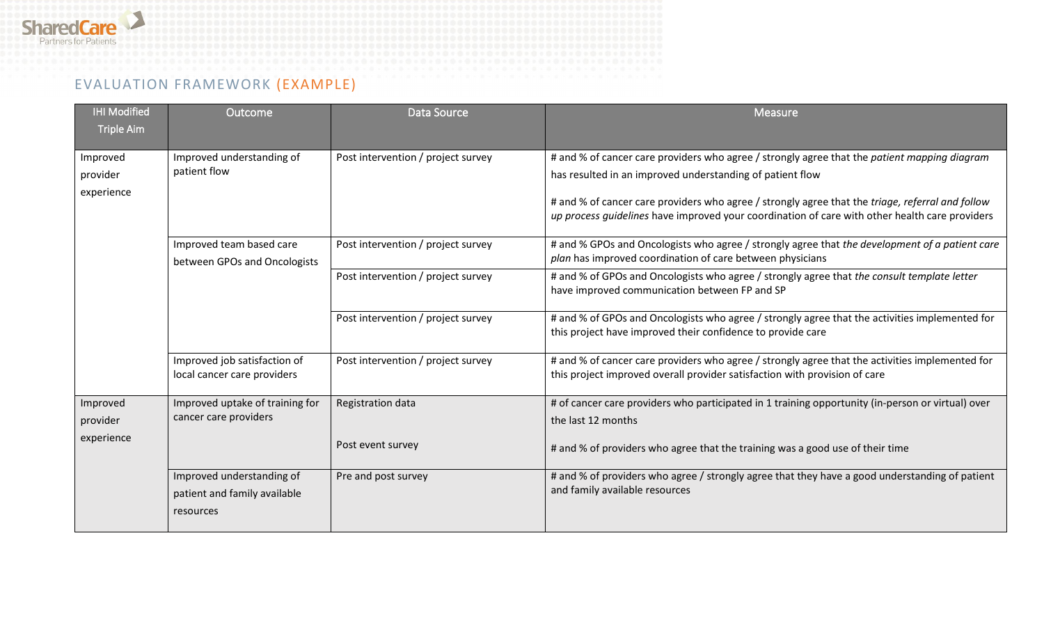# EVALUATION FRAMEWORK (EXAMPLE)

| IHI Modified Triple Aim | Outcome | Data Source | Measure |
|---|---|---|---|
| Improved provider experience | Improved understanding of patient flow | Post intervention / project survey | # and % of cancer care providers who agree / strongly agree that the *patient mapping diagram* has resulted in an improved understanding of patient flow<br><br># and % of cancer care providers who agree / strongly agree that the *triage, referral and follow up process guidelines* have improved your coordination of care with other health care providers |
| | Improved team based care between GPOs and Oncologists | Post intervention / project survey | # and % GPOs and Oncologists who agree / strongly agree that *the development of a patient care plan* has improved coordination of care between physicians |
| | | Post intervention / project survey | # and % of GPOs and Oncologists who agree / strongly agree that *the consult template letter* have improved communication between FP and SP |
| | | Post intervention / project survey | # and % of GPOs and Oncologists who agree / strongly agree that the activities implemented for this project have improved their confidence to provide care |
| | Improved job satisfaction of local cancer care providers | Post intervention / project survey | # and % of cancer care providers who agree / strongly agree that the activities implemented for this project improved overall provider satisfaction with provision of care |
| Improved provider experience | Improved uptake of training for cancer care providers | Registration data<br><br>Post event survey | # of cancer care providers who participated in 1 training opportunity (in-person or virtual) over the last 12 months<br><br># and % of providers who agree that the training was a good use of their time |
| | Improved understanding of patient and family available resources | Pre and post survey | # and % of providers who agree / strongly agree that they have a good understanding of patient and family available resources |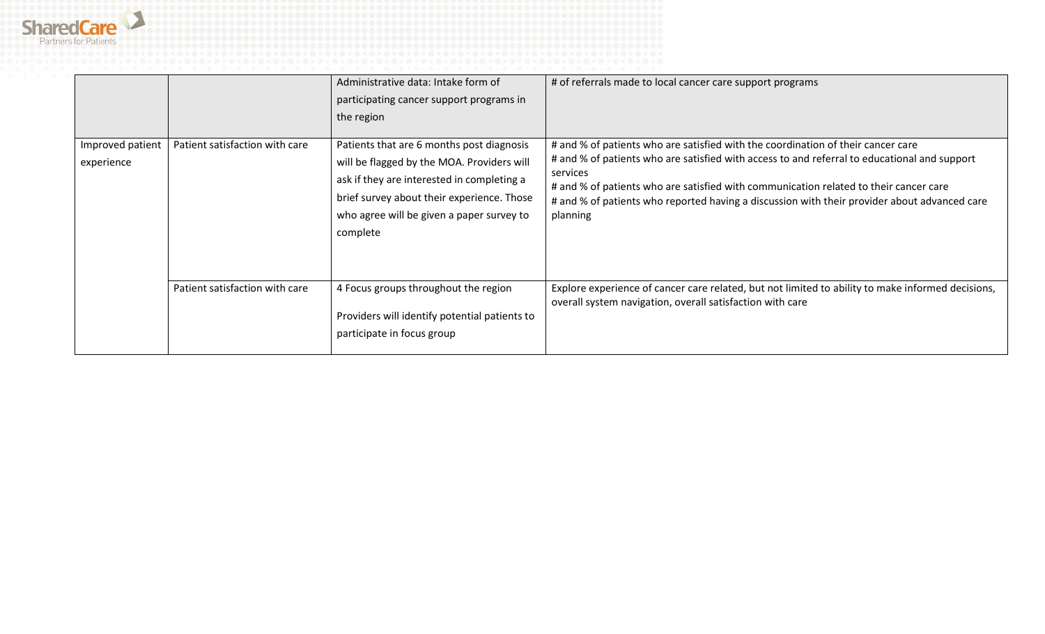| | | | |
|---|---|---|---|
| | | Administrative data: Intake form of participating cancer support programs in the region | # of referrals made to local cancer care support programs |
| Improved patient experience | Patient satisfaction with care | Patients that are 6 months post diagnosis will be flagged by the MOA. Providers will ask if they are interested in completing a brief survey about their experience. Those who agree will be given a paper survey to complete | # and % of patients who are satisfied with the coordination of their cancer care<br># and % of patients who are satisfied with access to and referral to educational and support services<br># and % of patients who are satisfied with communication related to their cancer care<br># and % of patients who reported having a discussion with their provider about advanced care planning |
| | Patient satisfaction with care | 4 Focus groups throughout the region<br><br>Providers will identify potential patients to participate in focus group | Explore experience of cancer care related, but not limited to ability to make informed decisions, overall system navigation, overall satisfaction with care |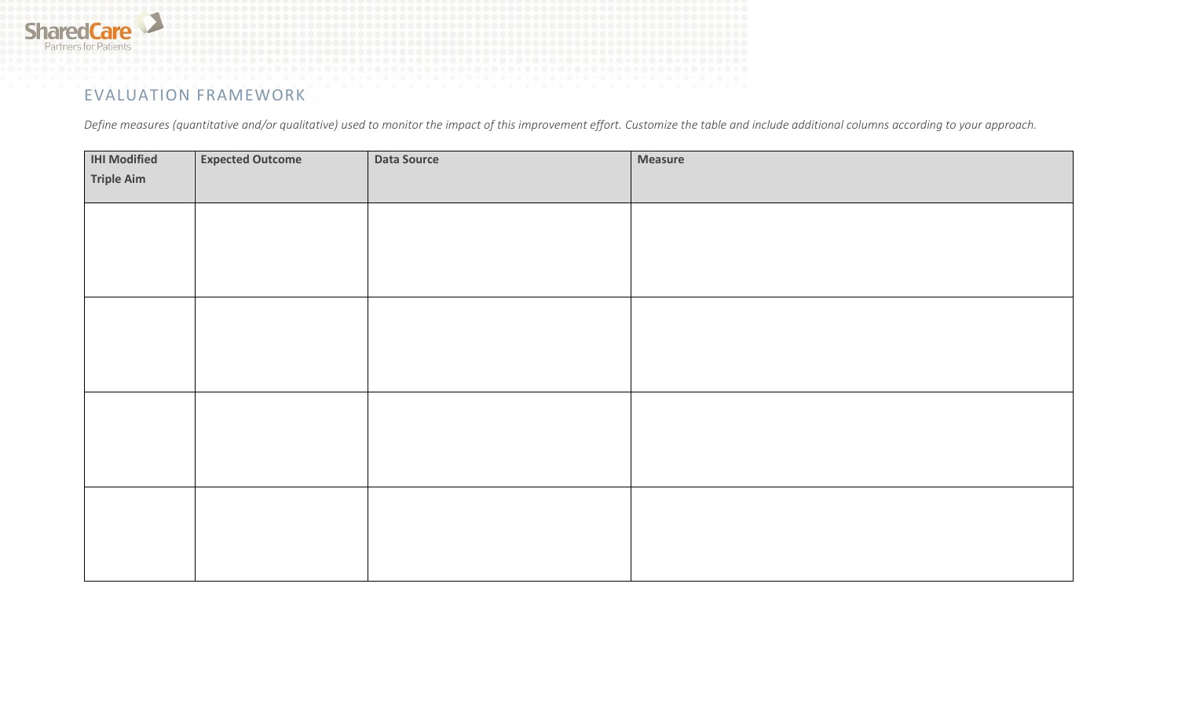## EVALUATION FRAMEWORK

*Define measures (quantitative and/or qualitative) used to monitor the impact of this improvement effort. Customize the table and include additional columns according to your approach.*

| IHI Modified Triple Aim | Expected Outcome | Data Source | Measure |
|---|---|---|---|
| | | | |
| | | | |
| | | | |
| | | | |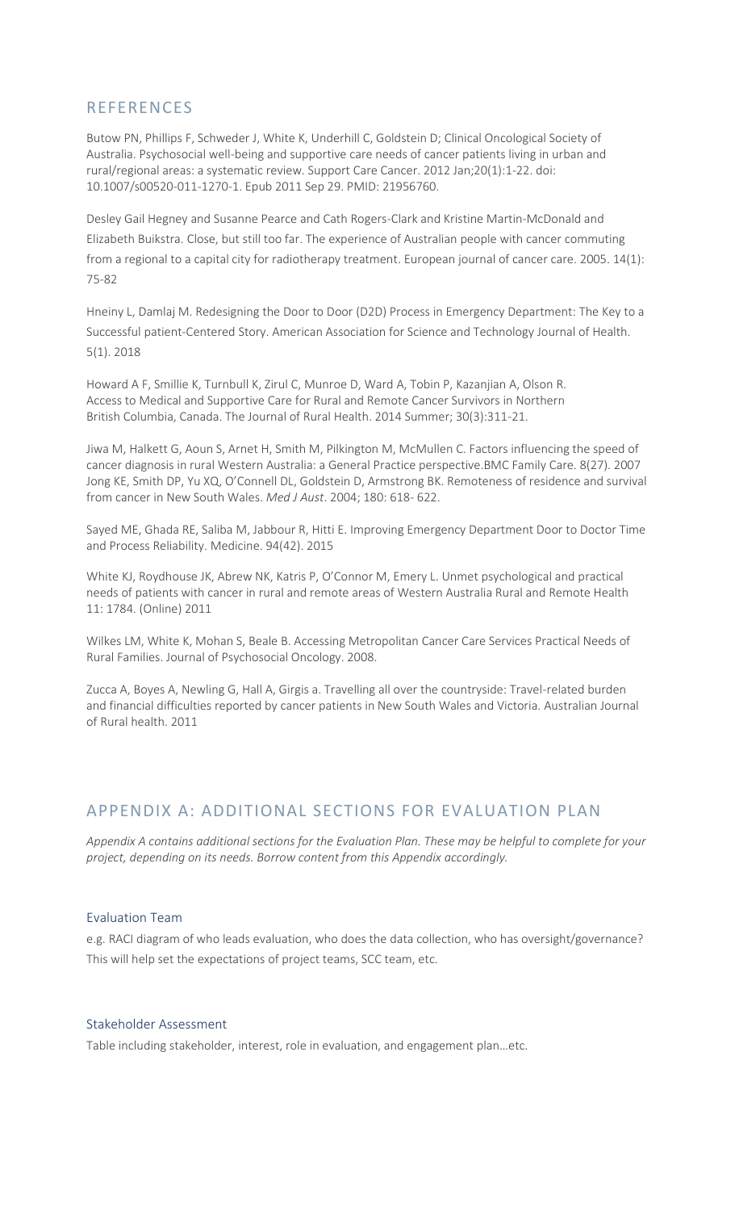## REFERENCES

Butow PN, Phillips F, Schweder J, White K, Underhill C, Goldstein D; Clinical Oncological Society of Australia. Psychosocial well-being and supportive care needs of cancer patients living in urban and rural/regional areas: a systematic review. Support Care Cancer. 2012 Jan;20(1):1-22. doi: 10.1007/s00520-011-1270-1. Epub 2011 Sep 29. PMID: 21956760.

Desley Gail Hegney and Susanne Pearce and Cath Rogers-Clark and Kristine Martin-McDonald and Elizabeth Buikstra. Close, but still too far. The experience of Australian people with cancer commuting from a regional to a capital city for radiotherapy treatment. European journal of cancer care. 2005. 14(1): 75-82

Hneiny L, Damlaj M. Redesigning the Door to Door (D2D) Process in Emergency Department: The Key to a Successful patient-Centered Story. American Association for Science and Technology Journal of Health. 5(1). 2018

Howard A F, Smillie K, Turnbull K, Zirul C, Munroe D, Ward A, Tobin P, Kazanjian A, Olson R. Access to Medical and Supportive Care for Rural and Remote Cancer Survivors in Northern British Columbia, Canada. The Journal of Rural Health. 2014 Summer; 30(3):311-21.

Jiwa M, Halkett G, Aoun S, Arnet H, Smith M, Pilkington M, McMullen C. Factors influencing the speed of cancer diagnosis in rural Western Australia: a General Practice perspective.BMC Family Care. 8(27). 2007
Jong KE, Smith DP, Yu XQ, O'Connell DL, Goldstein D, Armstrong BK. Remoteness of residence and survival from cancer in New South Wales. *Med J Aust*. 2004; 180: 618- 622.

Sayed ME, Ghada RE, Saliba M, Jabbour R, Hitti E. Improving Emergency Department Door to Doctor Time and Process Reliability. Medicine. 94(42). 2015

White KJ, Roydhouse JK, Abrew NK, Katris P, O'Connor M, Emery L. Unmet psychological and practical needs of patients with cancer in rural and remote areas of Western Australia Rural and Remote Health 11: 1784. (Online) 2011

Wilkes LM, White K, Mohan S, Beale B. Accessing Metropolitan Cancer Care Services Practical Needs of Rural Families. Journal of Psychosocial Oncology. 2008.

Zucca A, Boyes A, Newling G, Hall A, Girgis a. Travelling all over the countryside: Travel-related burden and financial difficulties reported by cancer patients in New South Wales and Victoria. Australian Journal of Rural health. 2011

## APPENDIX A: ADDITIONAL SECTIONS FOR EVALUATION PLAN

*Appendix A contains additional sections for the Evaluation Plan. These may be helpful to complete for your project, depending on its needs. Borrow content from this Appendix accordingly.*

### Evaluation Team

e.g. RACI diagram of who leads evaluation, who does the data collection, who has oversight/governance? This will help set the expectations of project teams, SCC team, etc.

### Stakeholder Assessment

Table including stakeholder, interest, role in evaluation, and engagement plan…etc.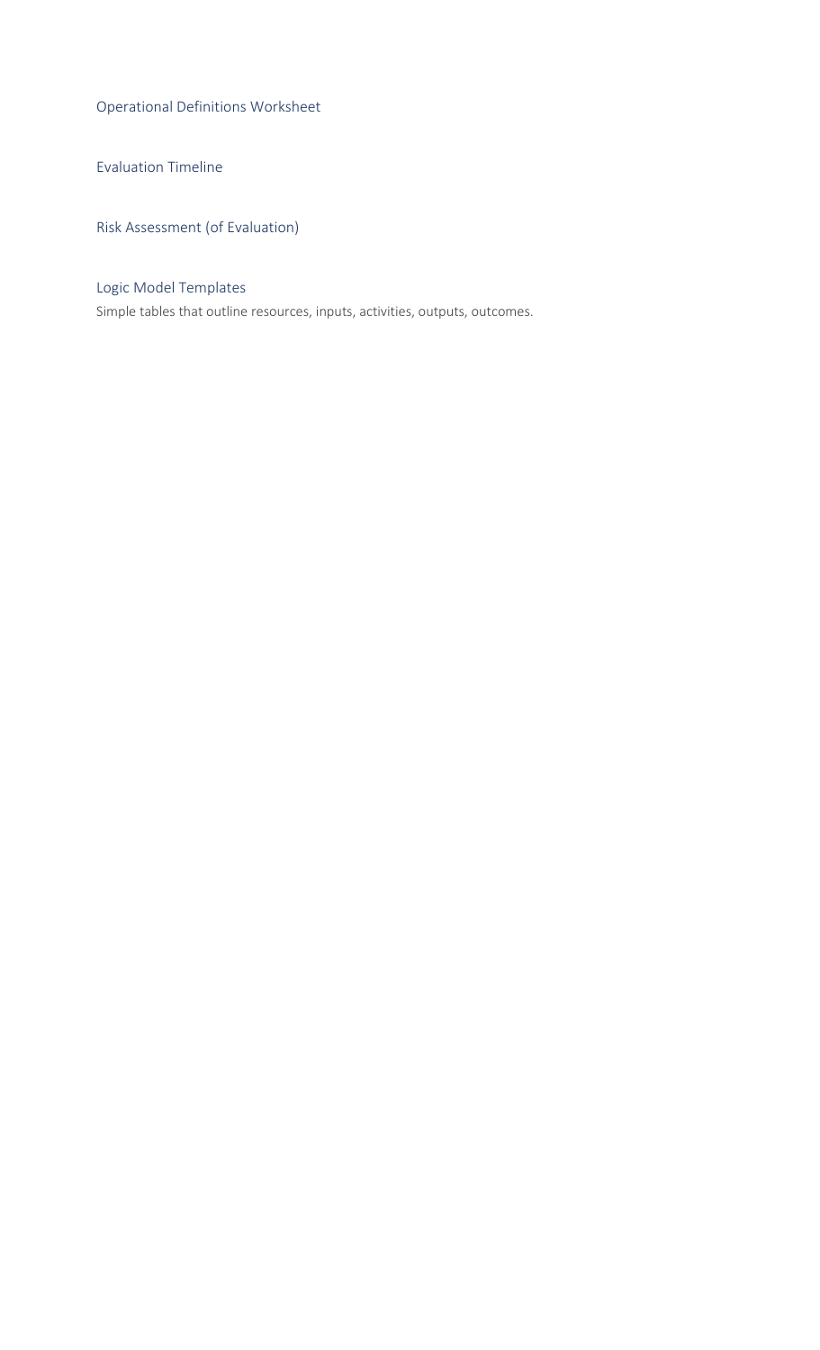## Operational Definitions Worksheet

## Evaluation Timeline

## Risk Assessment (of Evaluation)

## Logic Model Templates

Simple tables that outline resources, inputs, activities, outputs, outcomes.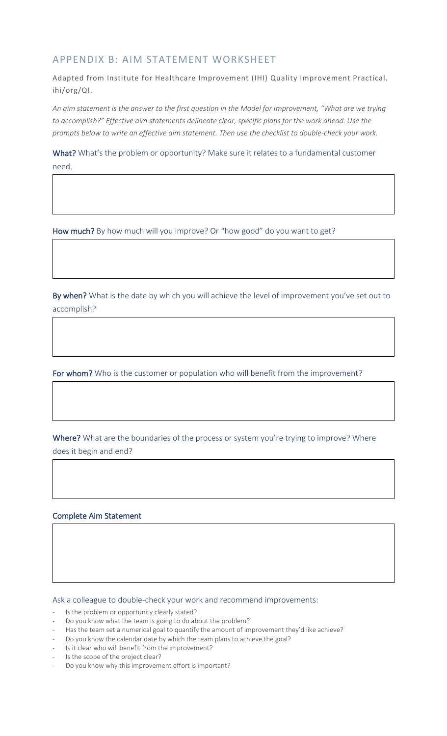## APPENDIX B: AIM STATEMENT WORKSHEET

Adapted from Institute for Healthcare Improvement (IHI) Quality Improvement Practical. ihi/org/QI.

*An aim statement is the answer to the first question in the Model for Improvement, "What are we trying to accomplish?" Effective aim statements delineate clear, specific plans for the work ahead. Use the prompts below to write an effective aim statement. Then use the checklist to double-check your work.*

**What?** What's the problem or opportunity? Make sure it relates to a fundamental customer need.

**How much?** By how much will you improve? Or "how good" do you want to get?

**By when?** What is the date by which you will achieve the level of improvement you've set out to accomplish?

**For whom?** Who is the customer or population who will benefit from the improvement?

**Where?** What are the boundaries of the process or system you're trying to improve? Where does it begin and end?

**Complete Aim Statement**

Ask a colleague to double-check your work and recommend improvements:

- Is the problem or opportunity clearly stated?
- Do you know what the team is going to do about the problem?
- Has the team set a numerical goal to quantify the amount of improvement they'd like achieve?
- Do you know the calendar date by which the team plans to achieve the goal?
- Is it clear who will benefit from the improvement?
- Is the scope of the project clear?
- Do you know why this improvement effort is important?